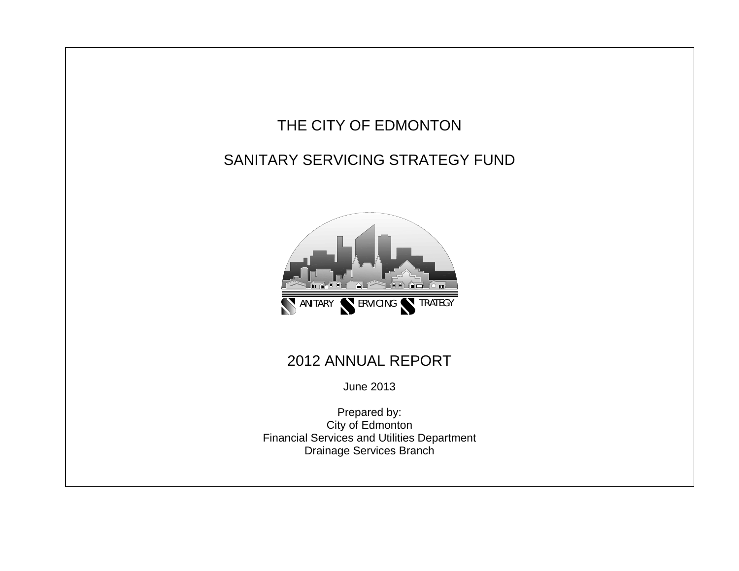# THE CITY OF EDMONTON

# SANITARY SERVICING STRATEGY FUND

## 2012 ANNUAL REPORT

June 2013

Prepared by:
City of Edmonton
Financial Services and Utilities Department
Drainage Services Branch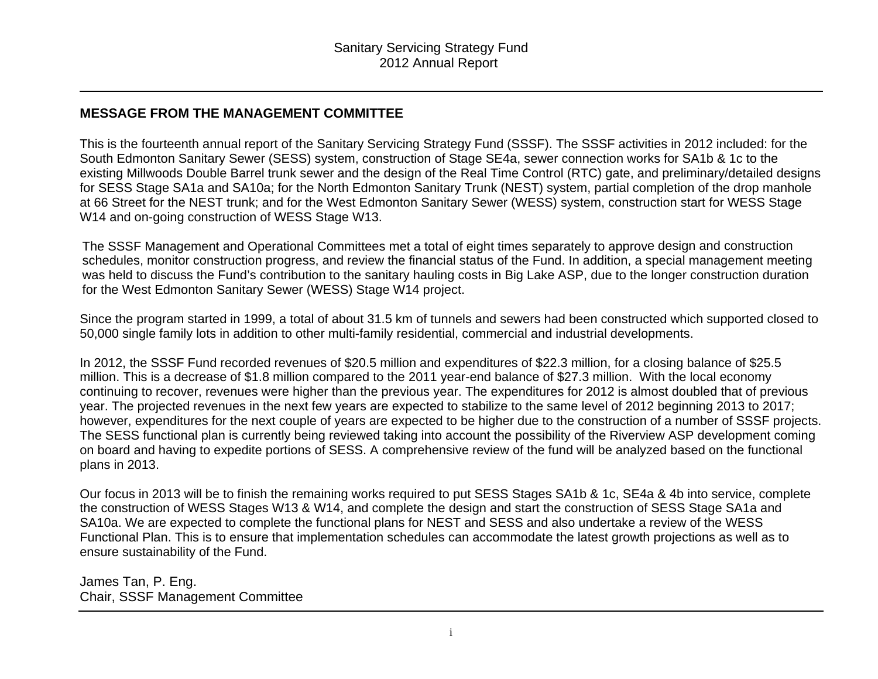Sanitary Servicing Strategy Fund
2012 Annual Report

## MESSAGE FROM THE MANAGEMENT COMMITTEE

This is the fourteenth annual report of the Sanitary Servicing Strategy Fund (SSSF). The SSSF activities in 2012 included: for the South Edmonton Sanitary Sewer (SESS) system, construction of Stage SE4a, sewer connection works for SA1b & 1c to the existing Millwoods Double Barrel trunk sewer and the design of the Real Time Control (RTC) gate, and preliminary/detailed designs for SESS Stage SA1a and SA10a; for the North Edmonton Sanitary Trunk (NEST) system, partial completion of the drop manhole at 66 Street for the NEST trunk; and for the West Edmonton Sanitary Sewer (WESS) system, construction start for WESS Stage W14 and on-going construction of WESS Stage W13.

The SSSF Management and Operational Committees met a total of eight times separately to approve design and construction schedules, monitor construction progress, and review the financial status of the Fund. In addition, a special management meeting was held to discuss the Fund's contribution to the sanitary hauling costs in Big Lake ASP, due to the longer construction duration for the West Edmonton Sanitary Sewer (WESS) Stage W14 project.

Since the program started in 1999, a total of about 31.5 km of tunnels and sewers had been constructed which supported closed to 50,000 single family lots in addition to other multi-family residential, commercial and industrial developments.

In 2012, the SSSF Fund recorded revenues of $20.5 million and expenditures of $22.3 million, for a closing balance of $25.5 million. This is a decrease of $1.8 million compared to the 2011 year-end balance of $27.3 million. With the local economy continuing to recover, revenues were higher than the previous year. The expenditures for 2012 is almost doubled that of previous year. The projected revenues in the next few years are expected to stabilize to the same level of 2012 beginning 2013 to 2017; however, expenditures for the next couple of years are expected to be higher due to the construction of a number of SSSF projects. The SESS functional plan is currently being reviewed taking into account the possibility of the Riverview ASP development coming on board and having to expedite portions of SESS. A comprehensive review of the fund will be analyzed based on the functional plans in 2013.

Our focus in 2013 will be to finish the remaining works required to put SESS Stages SA1b & 1c, SE4a & 4b into service, complete the construction of WESS Stages W13 & W14, and complete the design and start the construction of SESS Stage SA1a and SA10a. We are expected to complete the functional plans for NEST and SESS and also undertake a review of the WESS Functional Plan. This is to ensure that implementation schedules can accommodate the latest growth projections as well as to ensure sustainability of the Fund.

James Tan, P. Eng.
Chair, SSSF Management Committee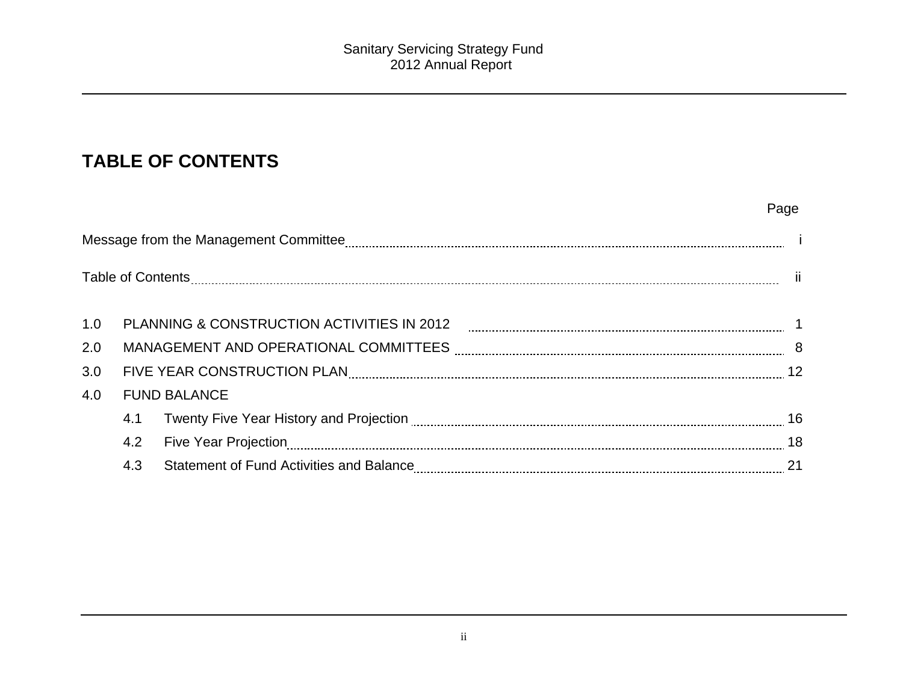# TABLE OF CONTENTS

| | | Page |
|---|---|---|
| Message from the Management Committee | | i |
| Table of Contents | | ii |
| 1.0 | PLANNING & CONSTRUCTION ACTIVITIES IN 2012 | 1 |
| 2.0 | MANAGEMENT AND OPERATIONAL COMMITTEES | 8 |
| 3.0 | FIVE YEAR CONSTRUCTION PLAN | 12 |
| 4.0 | FUND BALANCE | |
| | 4.1 Twenty Five Year History and Projection | 16 |
| | 4.2 Five Year Projection | 18 |
| | 4.3 Statement of Fund Activities and Balance | 21 |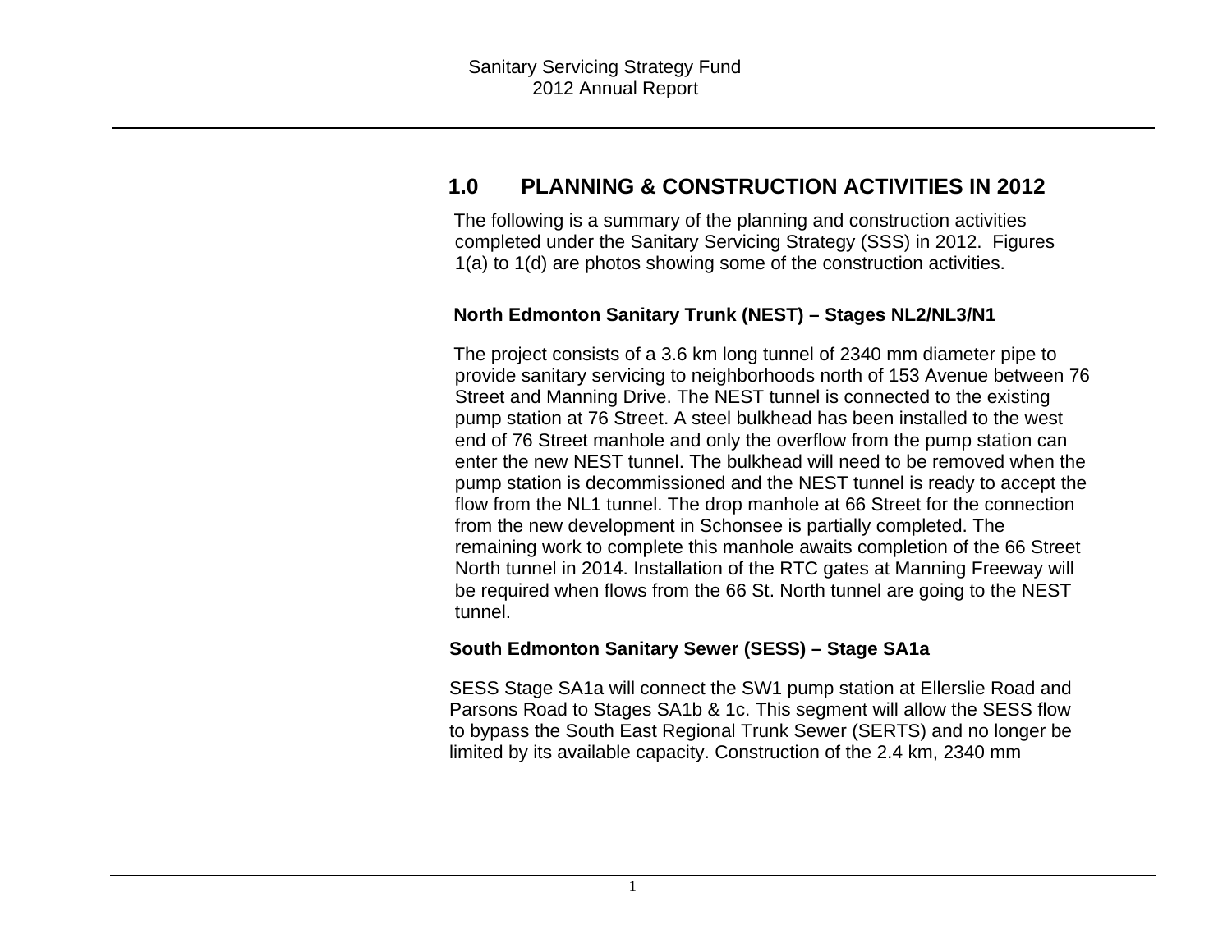# 1.0 PLANNING & CONSTRUCTION ACTIVITIES IN 2012

The following is a summary of the planning and construction activities completed under the Sanitary Servicing Strategy (SSS) in 2012. Figures 1(a) to 1(d) are photos showing some of the construction activities.

**North Edmonton Sanitary Trunk (NEST) – Stages NL2/NL3/N1**

The project consists of a 3.6 km long tunnel of 2340 mm diameter pipe to provide sanitary servicing to neighborhoods north of 153 Avenue between 76 Street and Manning Drive. The NEST tunnel is connected to the existing pump station at 76 Street. A steel bulkhead has been installed to the west end of 76 Street manhole and only the overflow from the pump station can enter the new NEST tunnel. The bulkhead will need to be removed when the pump station is decommissioned and the NEST tunnel is ready to accept the flow from the NL1 tunnel. The drop manhole at 66 Street for the connection from the new development in Schonsee is partially completed. The remaining work to complete this manhole awaits completion of the 66 Street North tunnel in 2014. Installation of the RTC gates at Manning Freeway will be required when flows from the 66 St. North tunnel are going to the NEST tunnel.

**South Edmonton Sanitary Sewer (SESS) – Stage SA1a**

SESS Stage SA1a will connect the SW1 pump station at Ellerslie Road and Parsons Road to Stages SA1b & 1c. This segment will allow the SESS flow to bypass the South East Regional Trunk Sewer (SERTS) and no longer be limited by its available capacity. Construction of the 2.4 km, 2340 mm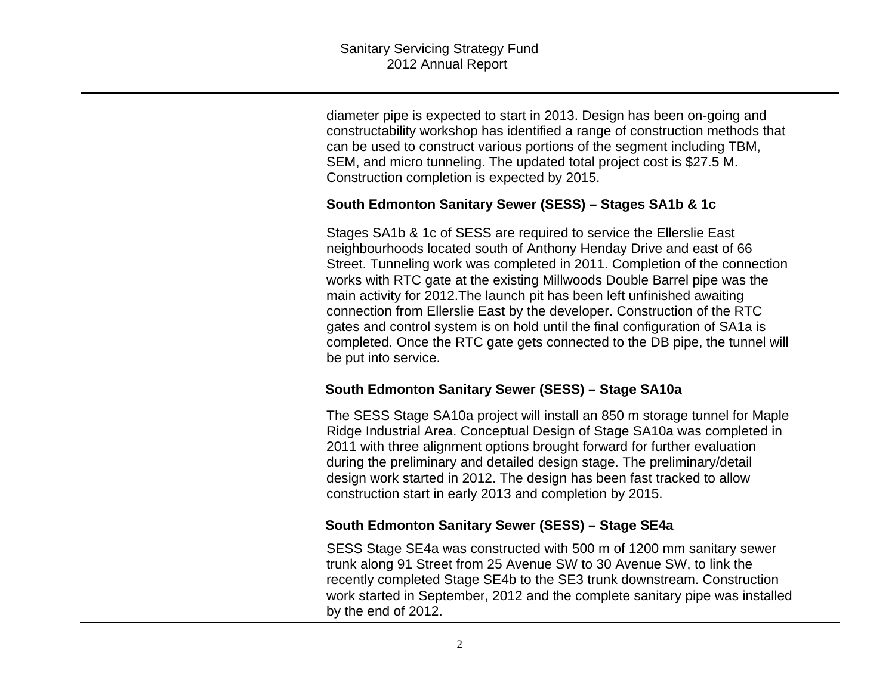diameter pipe is expected to start in 2013. Design has been on-going and constructability workshop has identified a range of construction methods that can be used to construct various portions of the segment including TBM, SEM, and micro tunneling. The updated total project cost is $27.5 M. Construction completion is expected by 2015.

**South Edmonton Sanitary Sewer (SESS) – Stages SA1b & 1c**

Stages SA1b & 1c of SESS are required to service the Ellerslie East neighbourhoods located south of Anthony Henday Drive and east of 66 Street. Tunneling work was completed in 2011. Completion of the connection works with RTC gate at the existing Millwoods Double Barrel pipe was the main activity for 2012.The launch pit has been left unfinished awaiting connection from Ellerslie East by the developer. Construction of the RTC gates and control system is on hold until the final configuration of SA1a is completed. Once the RTC gate gets connected to the DB pipe, the tunnel will be put into service.

**South Edmonton Sanitary Sewer (SESS) – Stage SA10a**

The SESS Stage SA10a project will install an 850 m storage tunnel for Maple Ridge Industrial Area. Conceptual Design of Stage SA10a was completed in 2011 with three alignment options brought forward for further evaluation during the preliminary and detailed design stage. The preliminary/detail design work started in 2012. The design has been fast tracked to allow construction start in early 2013 and completion by 2015.

**South Edmonton Sanitary Sewer (SESS) – Stage SE4a**

SESS Stage SE4a was constructed with 500 m of 1200 mm sanitary sewer trunk along 91 Street from 25 Avenue SW to 30 Avenue SW, to link the recently completed Stage SE4b to the SE3 trunk downstream. Construction work started in September, 2012 and the complete sanitary pipe was installed by the end of 2012.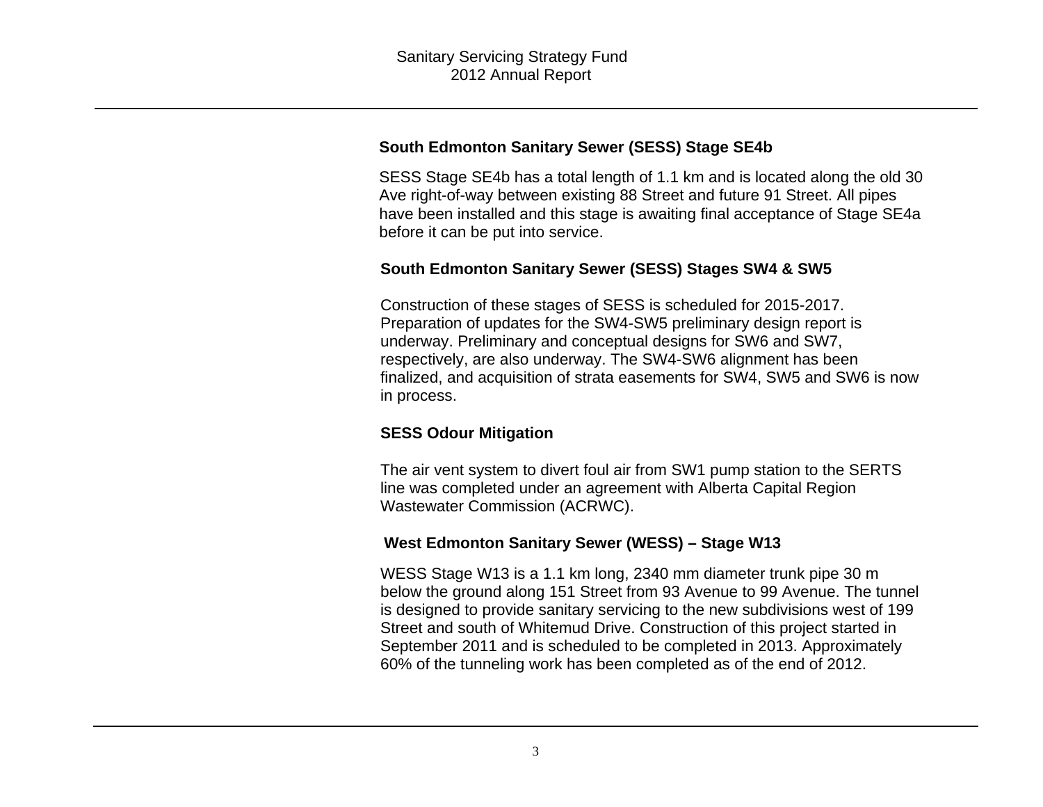### South Edmonton Sanitary Sewer (SESS) Stage SE4b

SESS Stage SE4b has a total length of 1.1 km and is located along the old 30 Ave right-of-way between existing 88 Street and future 91 Street. All pipes have been installed and this stage is awaiting final acceptance of Stage SE4a before it can be put into service.

### South Edmonton Sanitary Sewer (SESS) Stages SW4 & SW5

Construction of these stages of SESS is scheduled for 2015-2017. Preparation of updates for the SW4-SW5 preliminary design report is underway. Preliminary and conceptual designs for SW6 and SW7, respectively, are also underway. The SW4-SW6 alignment has been finalized, and acquisition of strata easements for SW4, SW5 and SW6 is now in process.

### SESS Odour Mitigation

The air vent system to divert foul air from SW1 pump station to the SERTS line was completed under an agreement with Alberta Capital Region Wastewater Commission (ACRWC).

### West Edmonton Sanitary Sewer (WESS) – Stage W13

WESS Stage W13 is a 1.1 km long, 2340 mm diameter trunk pipe 30 m below the ground along 151 Street from 93 Avenue to 99 Avenue. The tunnel is designed to provide sanitary servicing to the new subdivisions west of 199 Street and south of Whitemud Drive. Construction of this project started in September 2011 and is scheduled to be completed in 2013. Approximately 60% of the tunneling work has been completed as of the end of 2012.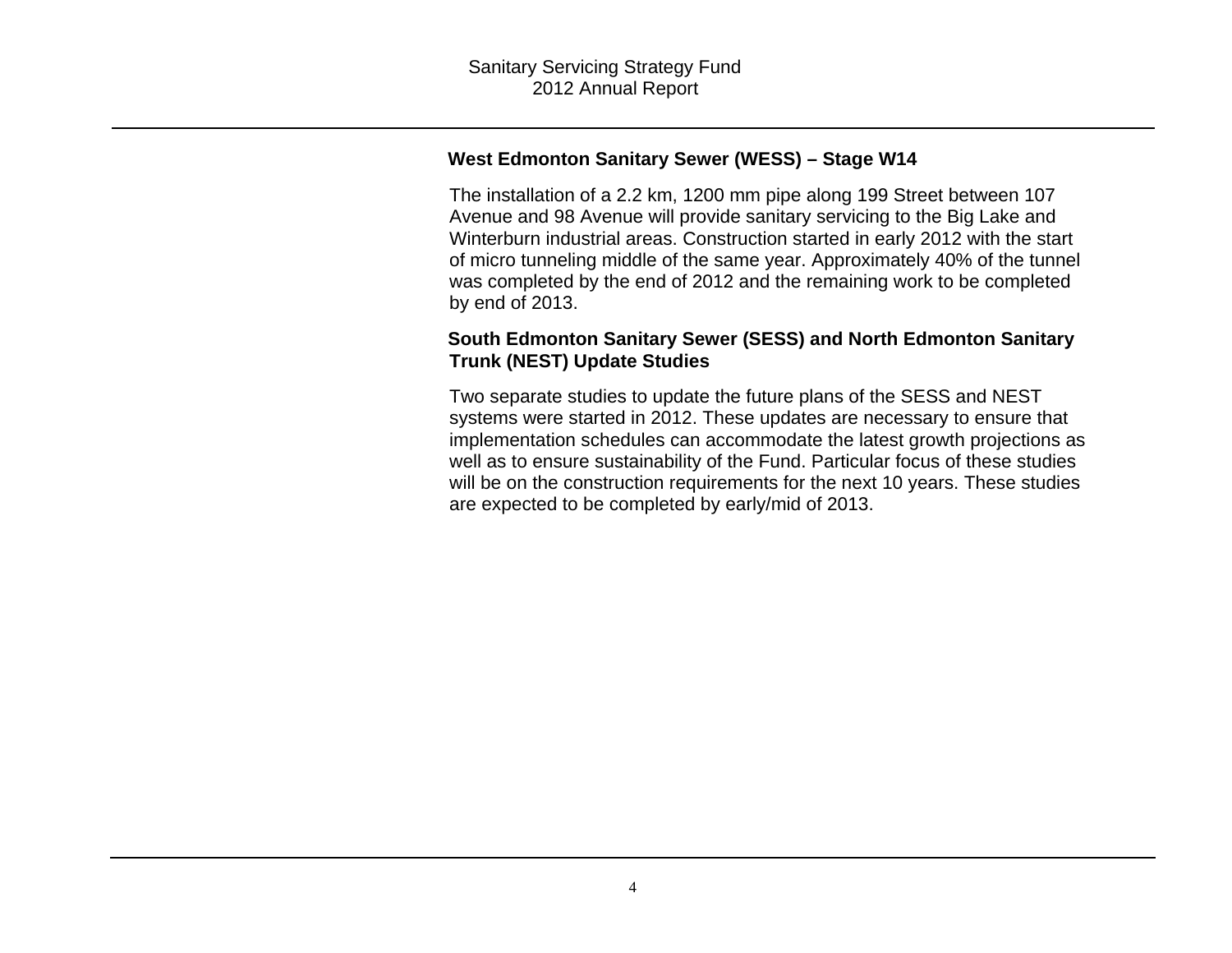### West Edmonton Sanitary Sewer (WESS) – Stage W14

The installation of a 2.2 km, 1200 mm pipe along 199 Street between 107 Avenue and 98 Avenue will provide sanitary servicing to the Big Lake and Winterburn industrial areas. Construction started in early 2012 with the start of micro tunneling middle of the same year. Approximately 40% of the tunnel was completed by the end of 2012 and the remaining work to be completed by end of 2013.

### South Edmonton Sanitary Sewer (SESS) and North Edmonton Sanitary Trunk (NEST) Update Studies

Two separate studies to update the future plans of the SESS and NEST systems were started in 2012. These updates are necessary to ensure that implementation schedules can accommodate the latest growth projections as well as to ensure sustainability of the Fund. Particular focus of these studies will be on the construction requirements for the next 10 years. These studies are expected to be completed by early/mid of 2013.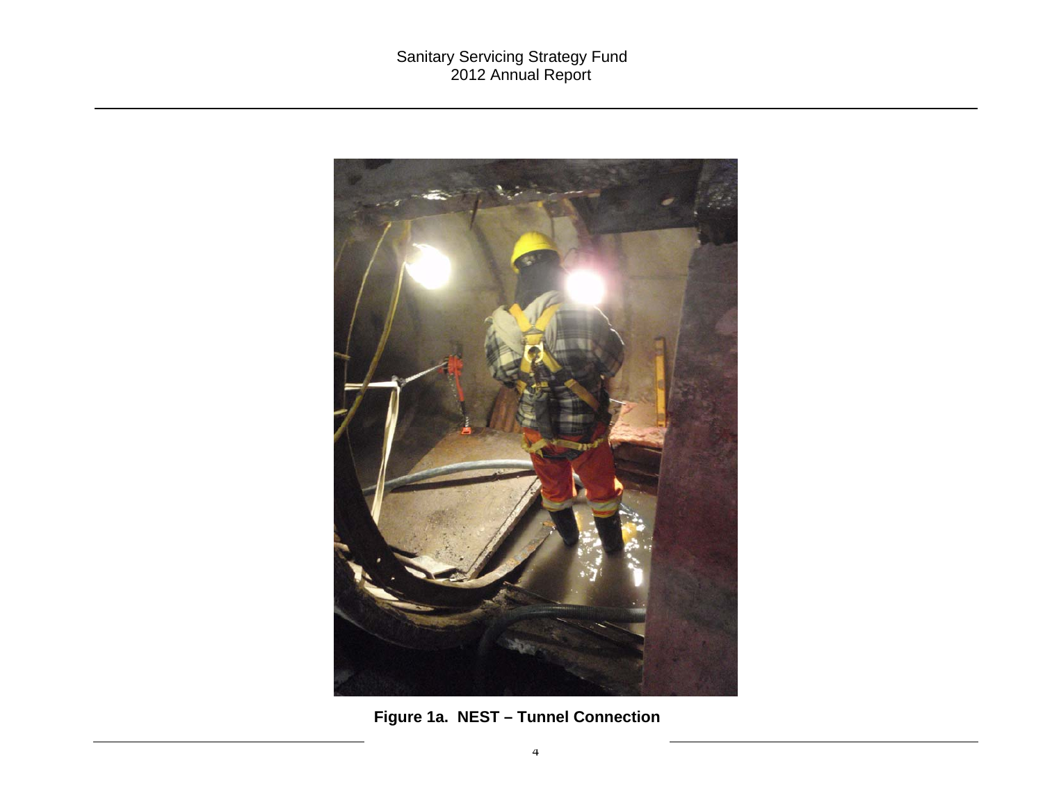**Figure 1a. NEST – Tunnel Connection**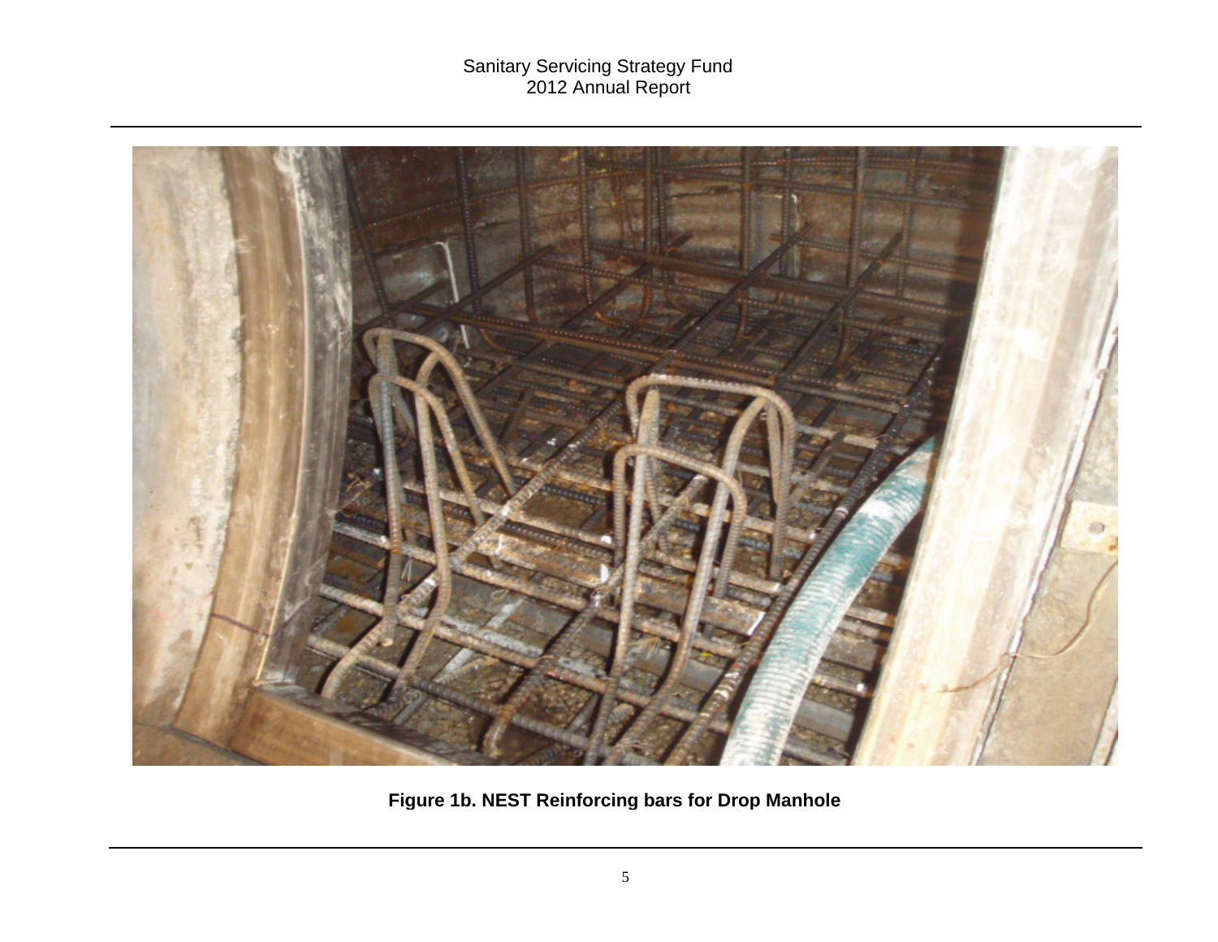**Figure 1b. NEST Reinforcing bars for Drop Manhole**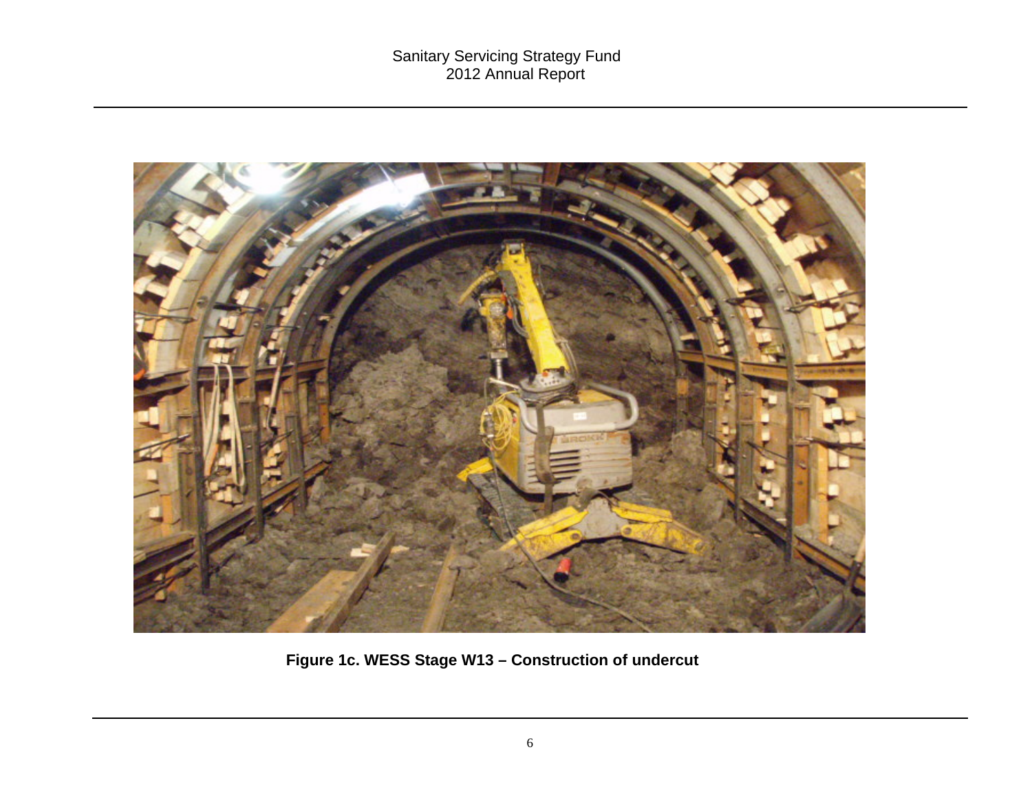**Figure 1c. WESS Stage W13 – Construction of undercut**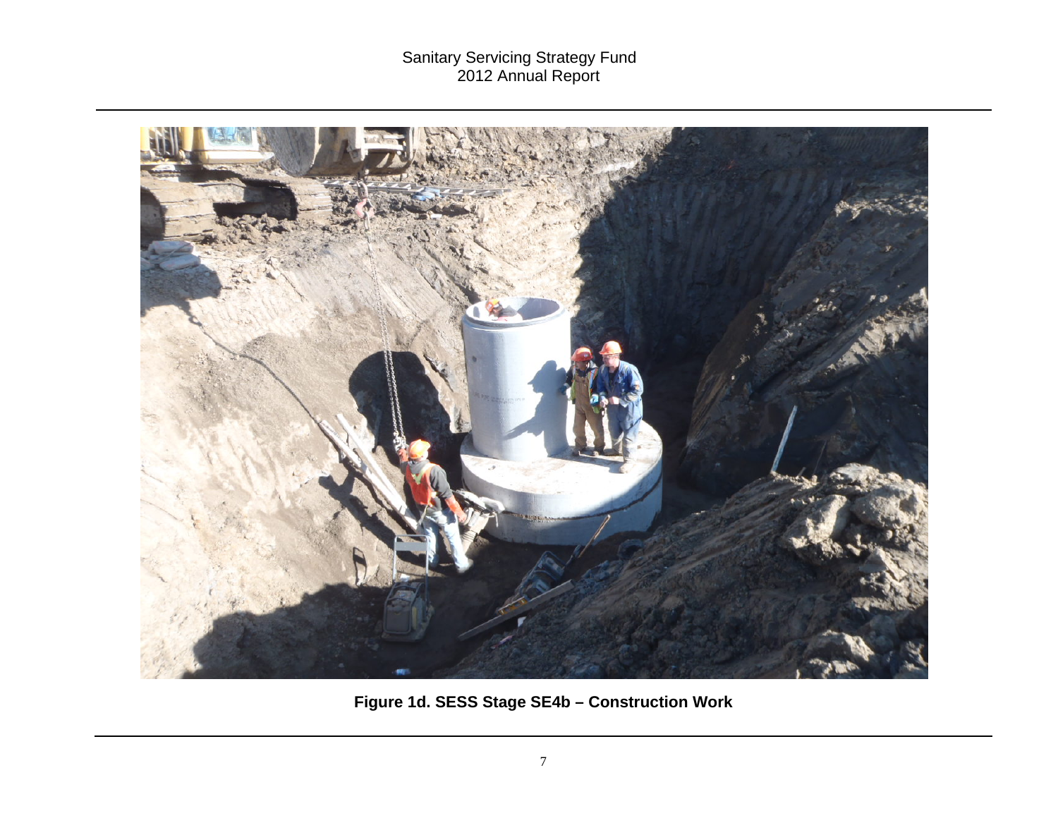Figure 1d. SESS Stage SE4b – Construction Work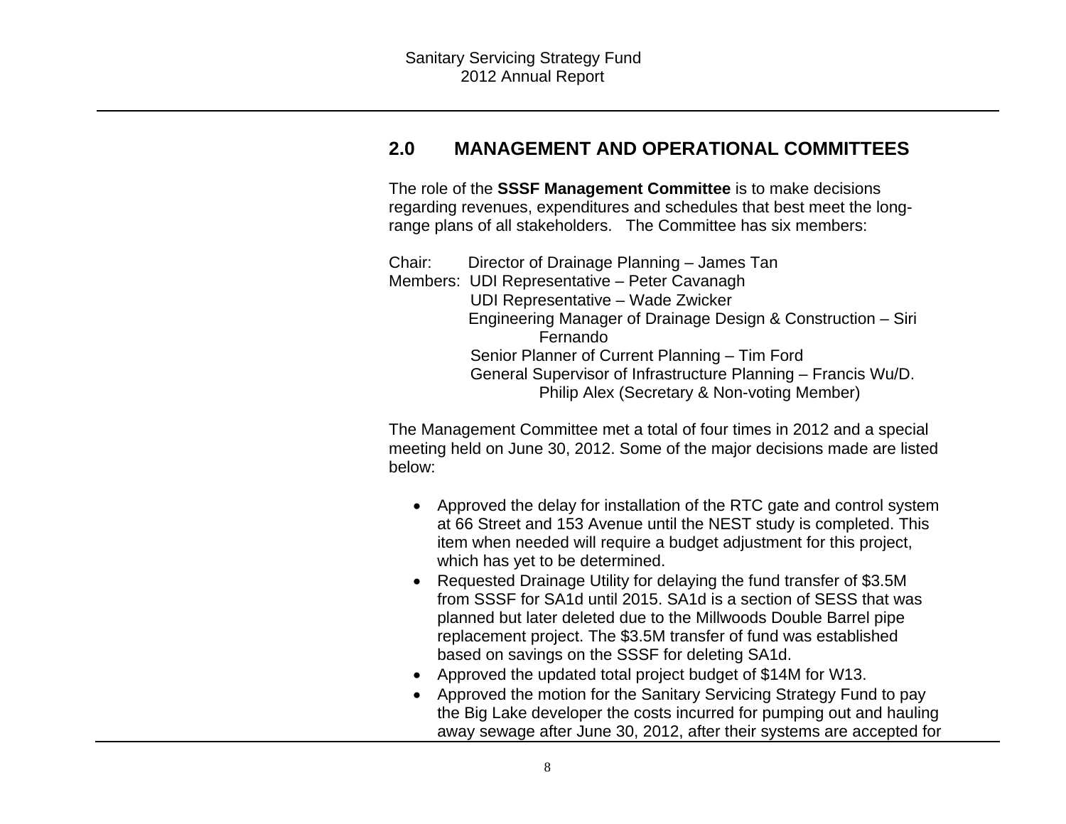## 2.0 MANAGEMENT AND OPERATIONAL COMMITTEES

The role of the **SSSF Management Committee** is to make decisions regarding revenues, expenditures and schedules that best meet the long-range plans of all stakeholders. The Committee has six members:

Chair: Director of Drainage Planning – James Tan
Members: UDI Representative – Peter Cavanagh
UDI Representative – Wade Zwicker
Engineering Manager of Drainage Design & Construction – Siri Fernando
Senior Planner of Current Planning – Tim Ford
General Supervisor of Infrastructure Planning – Francis Wu/D. Philip Alex (Secretary & Non-voting Member)

The Management Committee met a total of four times in 2012 and a special meeting held on June 30, 2012. Some of the major decisions made are listed below:

- Approved the delay for installation of the RTC gate and control system at 66 Street and 153 Avenue until the NEST study is completed. This item when needed will require a budget adjustment for this project, which has yet to be determined.
- Requested Drainage Utility for delaying the fund transfer of $3.5M from SSSF for SA1d until 2015. SA1d is a section of SESS that was planned but later deleted due to the Millwoods Double Barrel pipe replacement project. The $3.5M transfer of fund was established based on savings on the SSSF for deleting SA1d.
- Approved the updated total project budget of $14M for W13.
- Approved the motion for the Sanitary Servicing Strategy Fund to pay the Big Lake developer the costs incurred for pumping out and hauling away sewage after June 30, 2012, after their systems are accepted for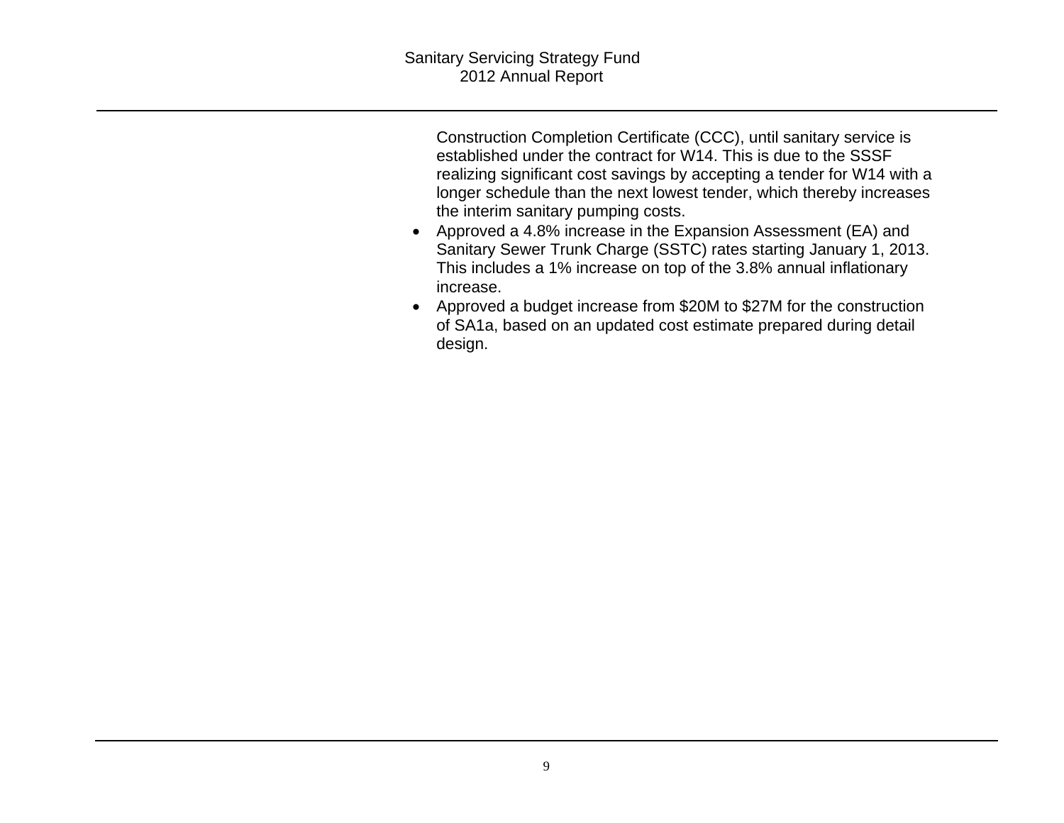Construction Completion Certificate (CCC), until sanitary service is established under the contract for W14. This is due to the SSSF realizing significant cost savings by accepting a tender for W14 with a longer schedule than the next lowest tender, which thereby increases the interim sanitary pumping costs.

- Approved a 4.8% increase in the Expansion Assessment (EA) and Sanitary Sewer Trunk Charge (SSTC) rates starting January 1, 2013. This includes a 1% increase on top of the 3.8% annual inflationary increase.
- Approved a budget increase from $20M to $27M for the construction of SA1a, based on an updated cost estimate prepared during detail design.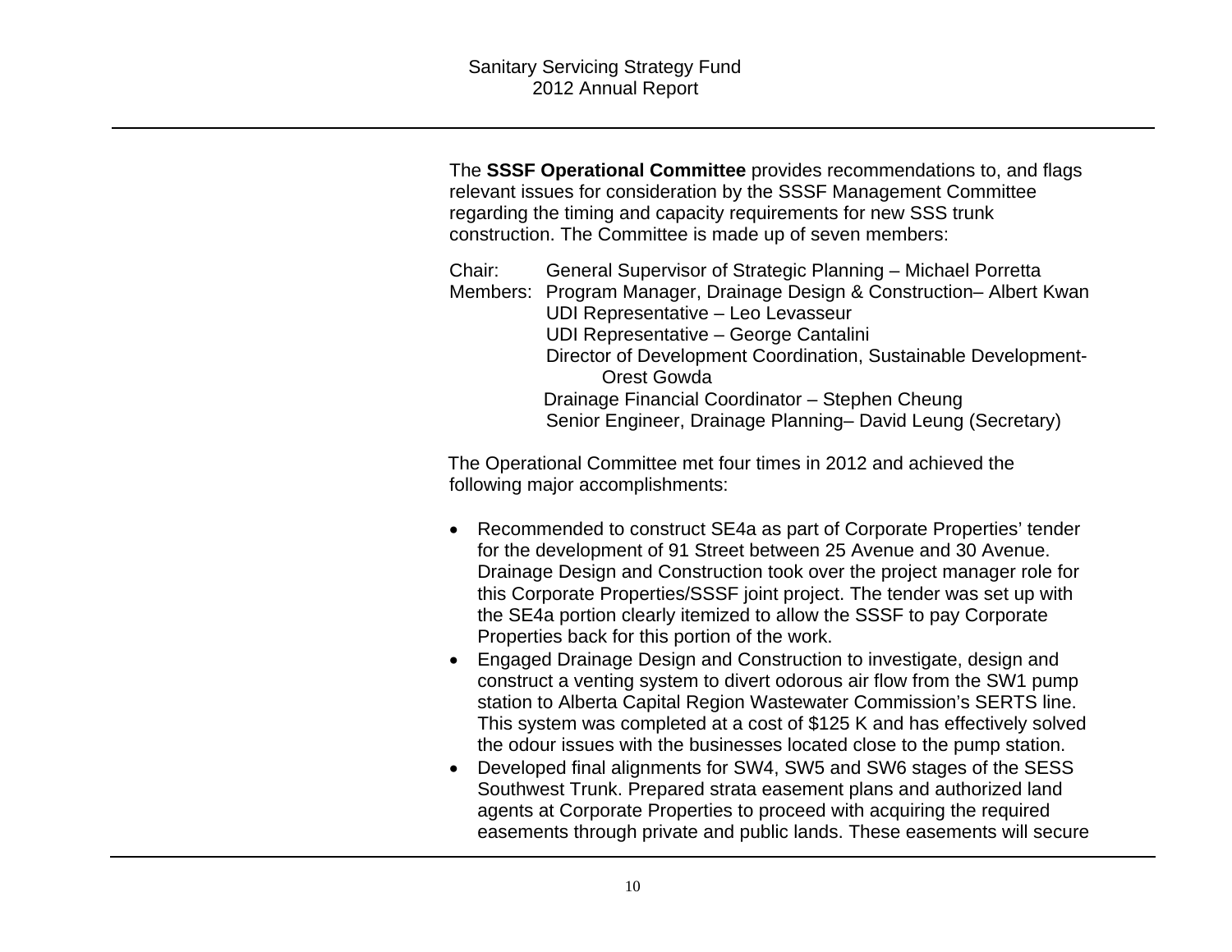The **SSSF Operational Committee** provides recommendations to, and flags relevant issues for consideration by the SSSF Management Committee regarding the timing and capacity requirements for new SSS trunk construction. The Committee is made up of seven members:

Chair: General Supervisor of Strategic Planning – Michael Porretta
Members: Program Manager, Drainage Design & Construction– Albert Kwan
UDI Representative – Leo Levasseur
UDI Representative – George Cantalini
Director of Development Coordination, Sustainable Development- Orest Gowda
Drainage Financial Coordinator – Stephen Cheung
Senior Engineer, Drainage Planning– David Leung (Secretary)

The Operational Committee met four times in 2012 and achieved the following major accomplishments:

- Recommended to construct SE4a as part of Corporate Properties' tender for the development of 91 Street between 25 Avenue and 30 Avenue. Drainage Design and Construction took over the project manager role for this Corporate Properties/SSSF joint project. The tender was set up with the SE4a portion clearly itemized to allow the SSSF to pay Corporate Properties back for this portion of the work.
- Engaged Drainage Design and Construction to investigate, design and construct a venting system to divert odorous air flow from the SW1 pump station to Alberta Capital Region Wastewater Commission's SERTS line. This system was completed at a cost of $125 K and has effectively solved the odour issues with the businesses located close to the pump station.
- Developed final alignments for SW4, SW5 and SW6 stages of the SESS Southwest Trunk. Prepared strata easement plans and authorized land agents at Corporate Properties to proceed with acquiring the required easements through private and public lands. These easements will secure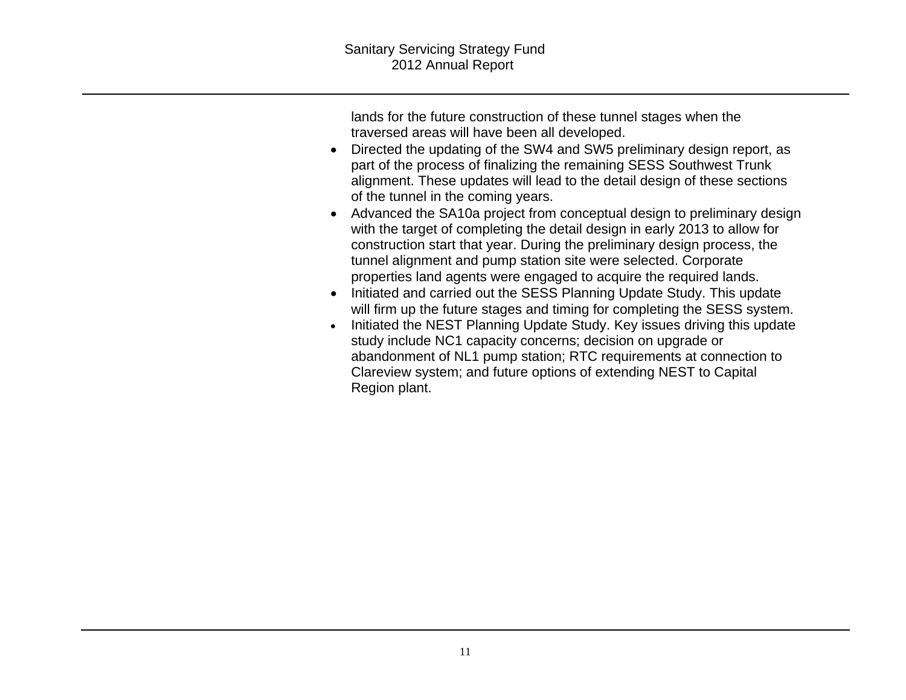lands for the future construction of these tunnel stages when the traversed areas will have been all developed.

- Directed the updating of the SW4 and SW5 preliminary design report, as part of the process of finalizing the remaining SESS Southwest Trunk alignment. These updates will lead to the detail design of these sections of the tunnel in the coming years.
- Advanced the SA10a project from conceptual design to preliminary design with the target of completing the detail design in early 2013 to allow for construction start that year. During the preliminary design process, the tunnel alignment and pump station site were selected. Corporate properties land agents were engaged to acquire the required lands.
- Initiated and carried out the SESS Planning Update Study. This update will firm up the future stages and timing for completing the SESS system.
- Initiated the NEST Planning Update Study. Key issues driving this update study include NC1 capacity concerns; decision on upgrade or abandonment of NL1 pump station; RTC requirements at connection to Clareview system; and future options of extending NEST to Capital Region plant.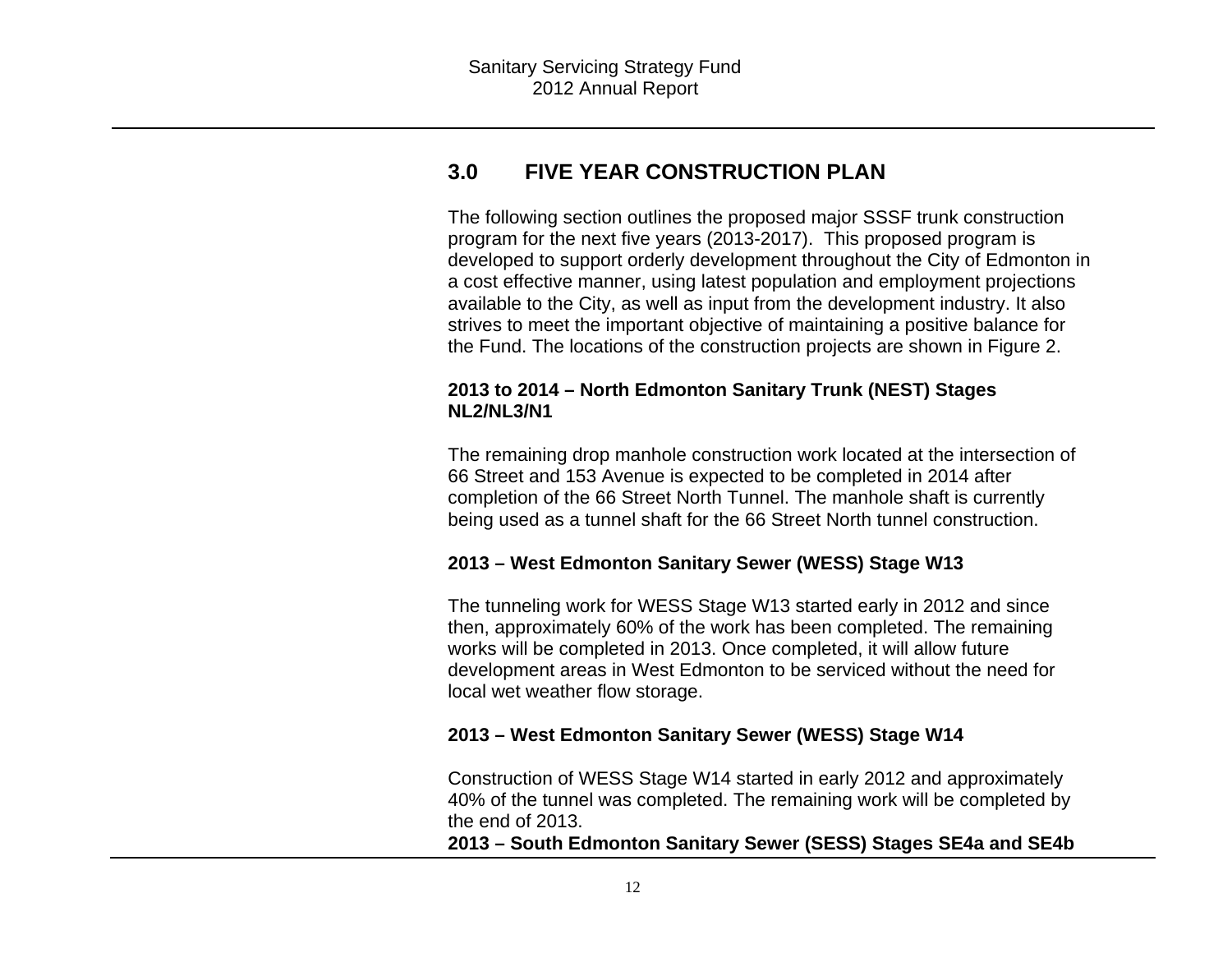## 3.0 FIVE YEAR CONSTRUCTION PLAN

The following section outlines the proposed major SSSF trunk construction program for the next five years (2013-2017). This proposed program is developed to support orderly development throughout the City of Edmonton in a cost effective manner, using latest population and employment projections available to the City, as well as input from the development industry. It also strives to meet the important objective of maintaining a positive balance for the Fund. The locations of the construction projects are shown in Figure 2.

**2013 to 2014 – North Edmonton Sanitary Trunk (NEST) Stages NL2/NL3/N1**

The remaining drop manhole construction work located at the intersection of 66 Street and 153 Avenue is expected to be completed in 2014 after completion of the 66 Street North Tunnel. The manhole shaft is currently being used as a tunnel shaft for the 66 Street North tunnel construction.

**2013 – West Edmonton Sanitary Sewer (WESS) Stage W13**

The tunneling work for WESS Stage W13 started early in 2012 and since then, approximately 60% of the work has been completed. The remaining works will be completed in 2013. Once completed, it will allow future development areas in West Edmonton to be serviced without the need for local wet weather flow storage.

**2013 – West Edmonton Sanitary Sewer (WESS) Stage W14**

Construction of WESS Stage W14 started in early 2012 and approximately 40% of the tunnel was completed. The remaining work will be completed by the end of 2013.

**2013 – South Edmonton Sanitary Sewer (SESS) Stages SE4a and SE4b**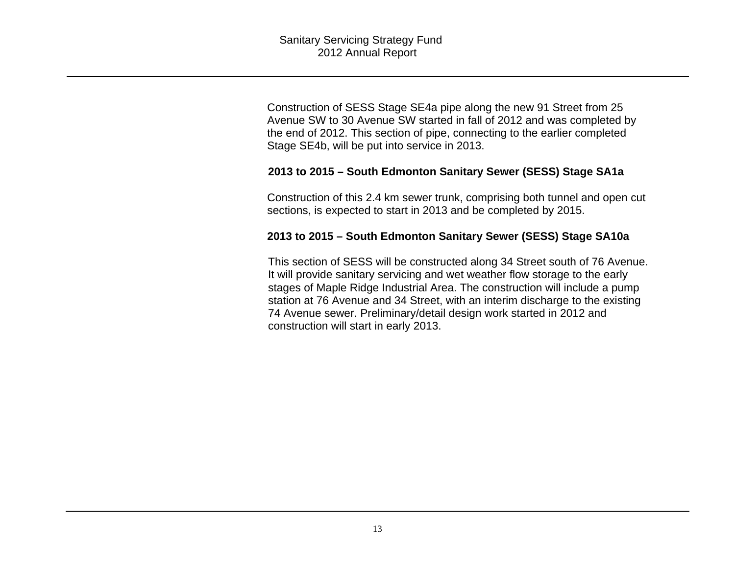Construction of SESS Stage SE4a pipe along the new 91 Street from 25 Avenue SW to 30 Avenue SW started in fall of 2012 and was completed by the end of 2012. This section of pipe, connecting to the earlier completed Stage SE4b, will be put into service in 2013.

**2013 to 2015 – South Edmonton Sanitary Sewer (SESS) Stage SA1a**

Construction of this 2.4 km sewer trunk, comprising both tunnel and open cut sections, is expected to start in 2013 and be completed by 2015.

**2013 to 2015 – South Edmonton Sanitary Sewer (SESS) Stage SA10a**

This section of SESS will be constructed along 34 Street south of 76 Avenue. It will provide sanitary servicing and wet weather flow storage to the early stages of Maple Ridge Industrial Area. The construction will include a pump station at 76 Avenue and 34 Street, with an interim discharge to the existing 74 Avenue sewer. Preliminary/detail design work started in 2012 and construction will start in early 2013.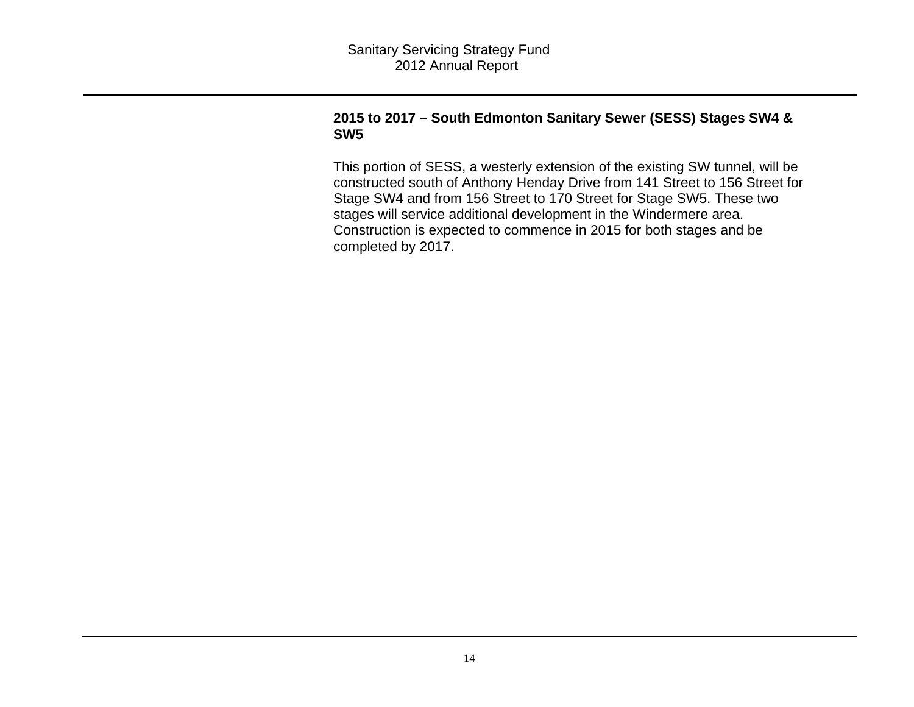**2015 to 2017 – South Edmonton Sanitary Sewer (SESS) Stages SW4 & SW5**

This portion of SESS, a westerly extension of the existing SW tunnel, will be constructed south of Anthony Henday Drive from 141 Street to 156 Street for Stage SW4 and from 156 Street to 170 Street for Stage SW5. These two stages will service additional development in the Windermere area. Construction is expected to commence in 2015 for both stages and be completed by 2017.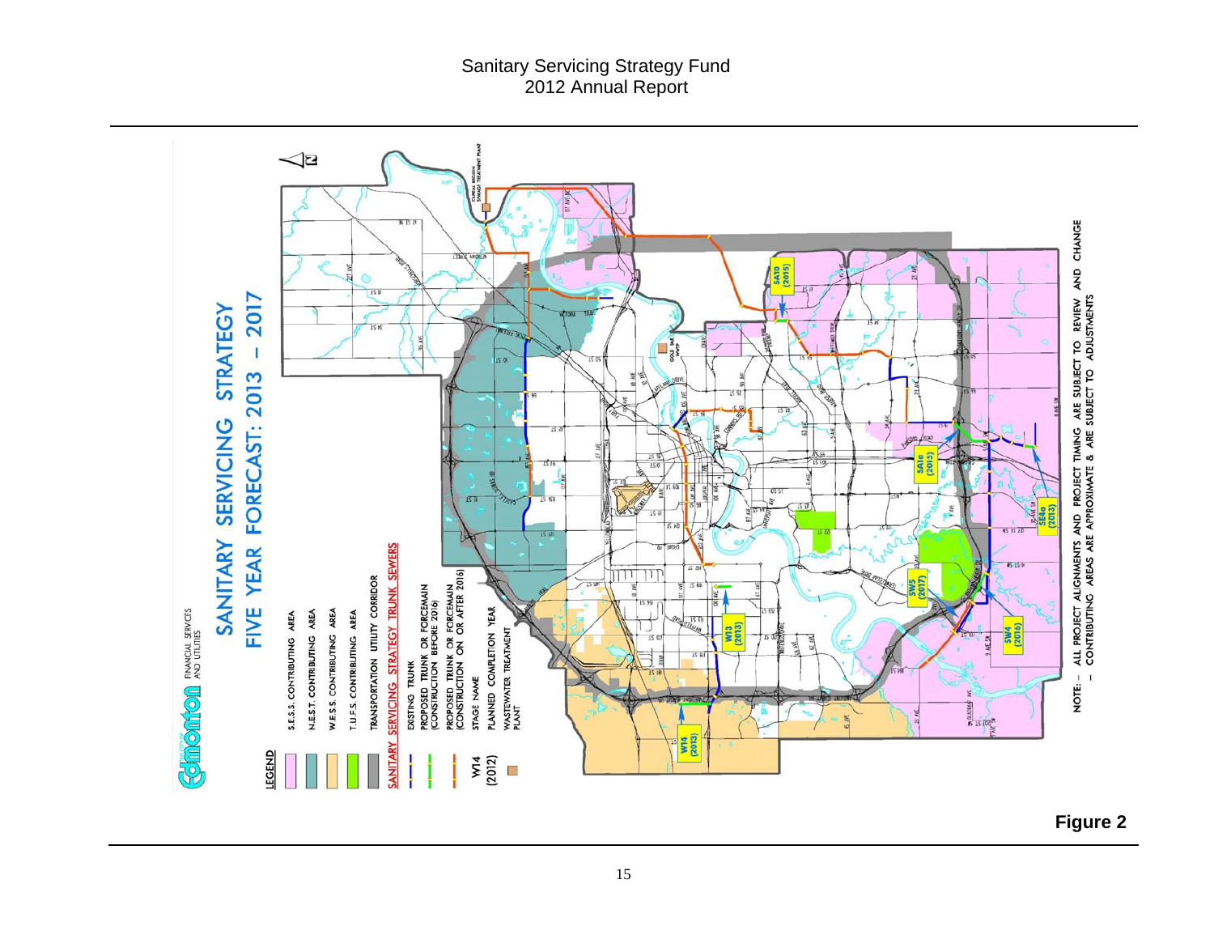# SANITARY SERVICING STRATEGY

## FIVE YEAR FORECAST: 2013 – 2017

**LEGEND**

- S.E.S.S. CONTRIBUTING AREA
- N.E.S.T. CONTRIBUTING AREA
- W.E.S.S. CONTRIBUTING AREA
- T.U.F.S. CONTRIBUTING AREA
- TRANSPORTATION UTILITY CORRIDOR

**SANITARY SERVICING STRATEGY TRUNK SEWERS**

- EXISTING TRUNK
- PROPOSED TRUNK OR FORCEMAIN (CONSTRUCTION BEFORE 2016)
- PROPOSED TRUNK OR FORCEMAIN (CONSTRUCTION ON OR AFTER 2016)
- W14 – STAGE NAME
- (2012) – PLANNED COMPLETION YEAR
- WASTEWATER TREATMENT PLANT

SA10 (2015)

SA1c (2015)

SE4a (2013)

SW5 (2017)

SW4 (2016)

W13 (2013)

W14 (2013)

NOTE: – ALL PROJECT ALIGNMENTS AND PROJECT TIMING ARE SUBJECT TO REVIEW AND CHANGE
– CONTRIBUTING AREAS ARE APPROXIMATE & ARE SUBJECT TO ADJUSTMENTS

**Figure 2**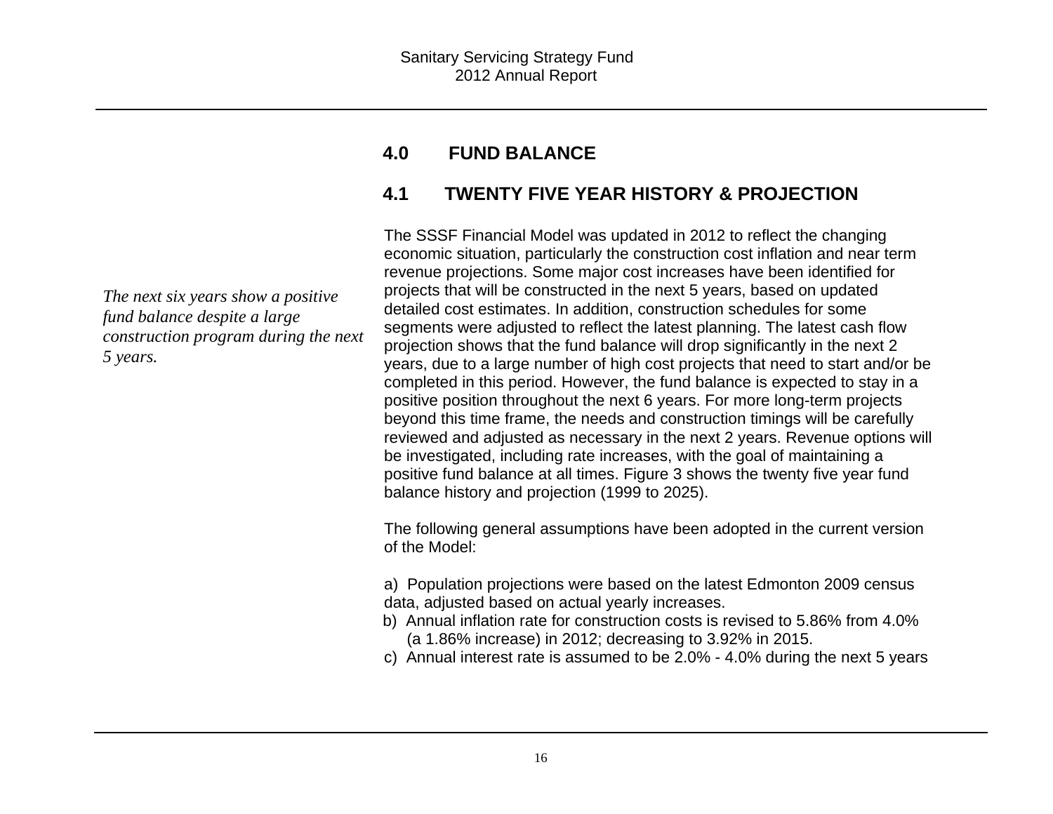## 4.0 FUND BALANCE

### 4.1 TWENTY FIVE YEAR HISTORY & PROJECTION

*The next six years show a positive fund balance despite a large construction program during the next 5 years.*

The SSSF Financial Model was updated in 2012 to reflect the changing economic situation, particularly the construction cost inflation and near term revenue projections. Some major cost increases have been identified for projects that will be constructed in the next 5 years, based on updated detailed cost estimates. In addition, construction schedules for some segments were adjusted to reflect the latest planning. The latest cash flow projection shows that the fund balance will drop significantly in the next 2 years, due to a large number of high cost projects that need to start and/or be completed in this period. However, the fund balance is expected to stay in a positive position throughout the next 6 years. For more long-term projects beyond this time frame, the needs and construction timings will be carefully reviewed and adjusted as necessary in the next 2 years. Revenue options will be investigated, including rate increases, with the goal of maintaining a positive fund balance at all times. Figure 3 shows the twenty five year fund balance history and projection (1999 to 2025).

The following general assumptions have been adopted in the current version of the Model:

a) Population projections were based on the latest Edmonton 2009 census data, adjusted based on actual yearly increases.
b) Annual inflation rate for construction costs is revised to 5.86% from 4.0% (a 1.86% increase) in 2012; decreasing to 3.92% in 2015.
c) Annual interest rate is assumed to be 2.0% - 4.0% during the next 5 years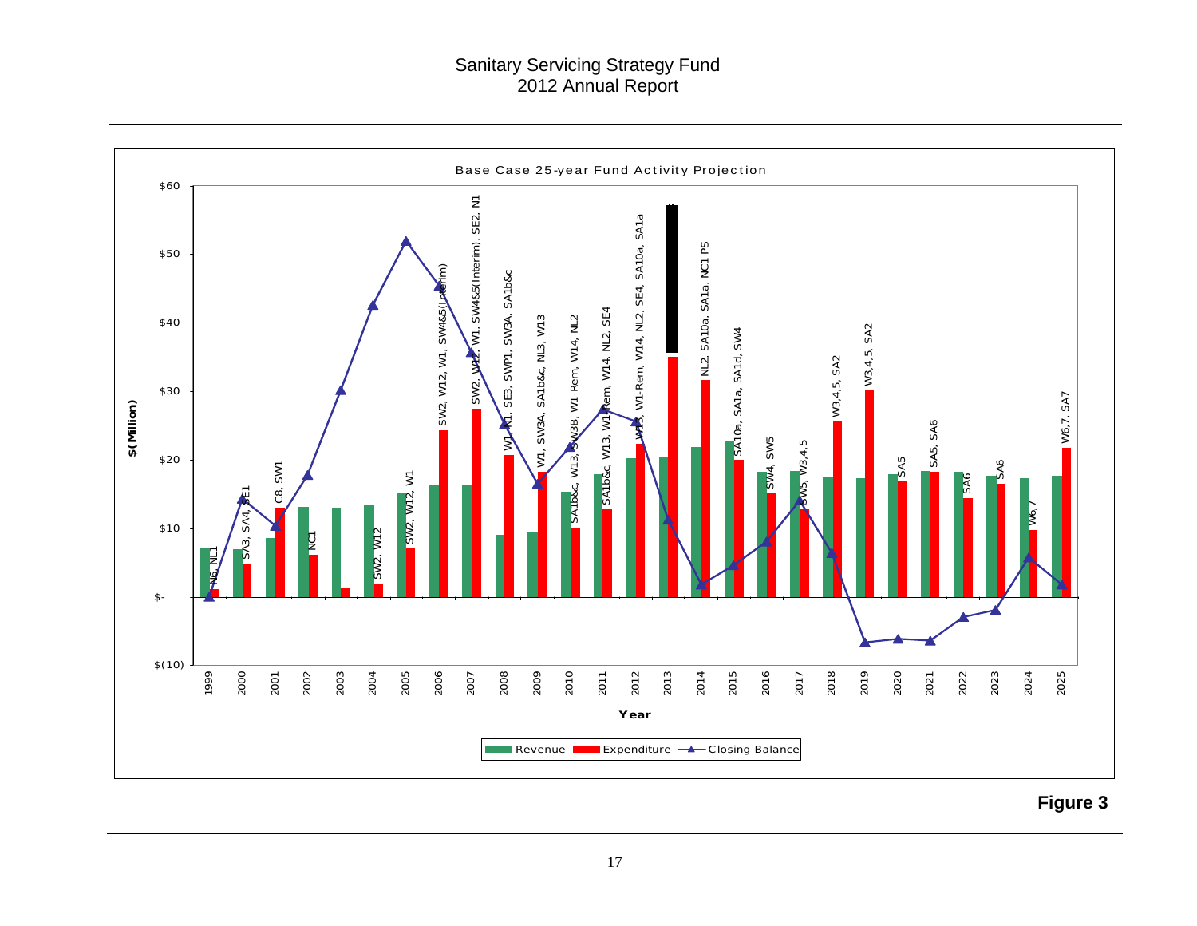# Sanitary Servicing Strategy Fund
## 2012 Annual Report

Base Case 25-year Fund Activity Projection

$(Million)

$60, $50, $40, $30, $20, $10, $-, $(10)

Year

1999 2000 2001 2002 2003 2004 2005 2006 2007 2008 2009 2010 2011 2012 2013 2014 2015 2016 2017 2018 2019 2020 2021 2022 2023 2024 2025

N6, NL1 | SA3, SA4, SE1 | C8, SW1 | NC1 | SW2, W12 | SW2, W12, W1 | SW2, W12, W1, SW4&5(Interim) | SW2, W12, W1, SW4&5(Interim), SE2, N1 | W1, N1, SE3, SWP1, SW3A, SA1b&c | W1, SW3A, SA1b&c, NL3, W13 | SA1b&c, W13, SW3B, W1-Rem, W14, NL2 | SA1b&c, W13, W1-Rem, W14, NL2, SE4 | W13, W1-Rem, W14, NL2, SE4, SA10a, SA1a | NL2, SA10a, SA1a, NC1 PS | SA10a, SA1a, SA1d, SW4 | SW4, SW5 | SW5, W3,4,5 | W3,4,5, SA2 | W3,4,5, SA2 | SA5 | SA5, SA6 | SA6 | SA6 | W6,7 | W6,7, SA7

Revenue | Expenditure | Closing Balance

**Figure 3**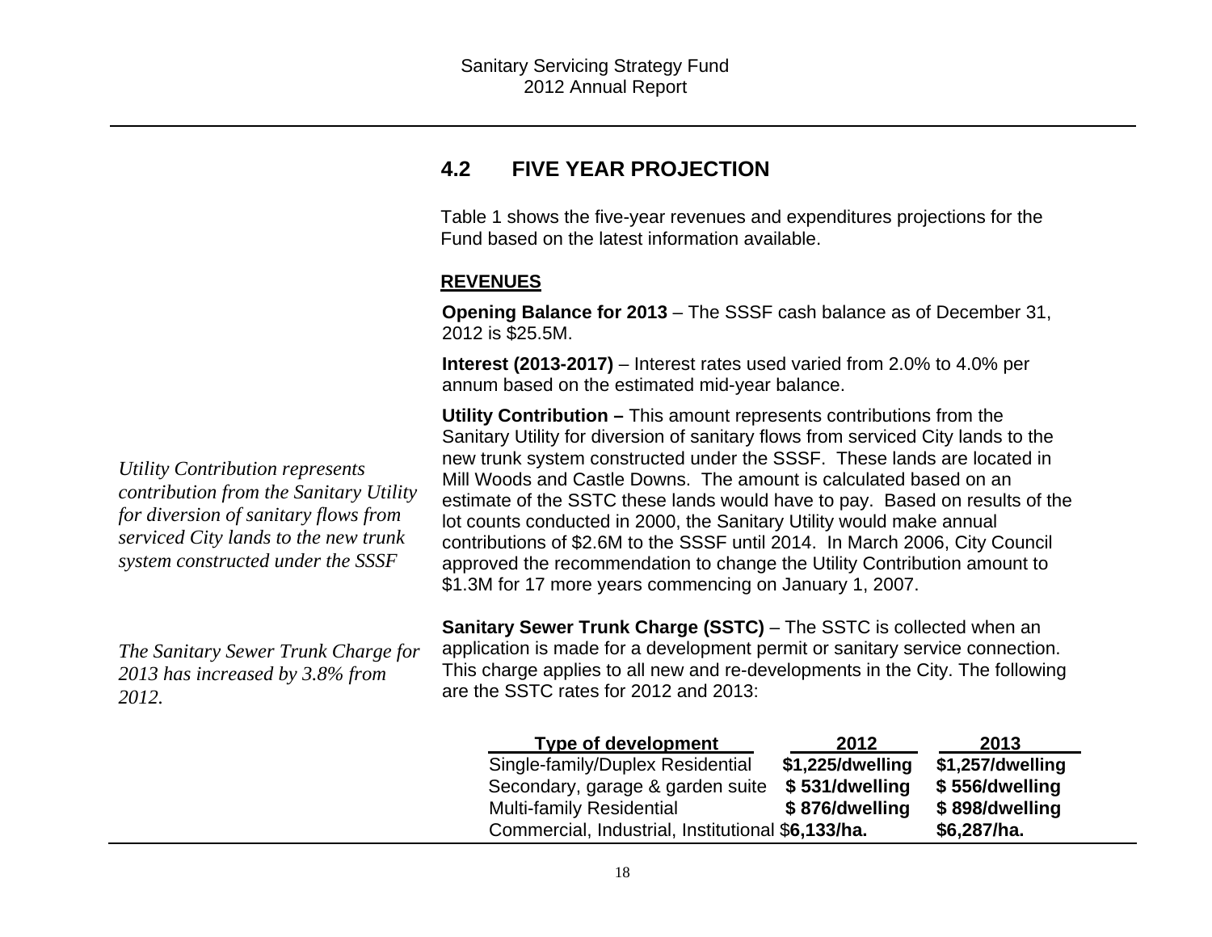## 4.2 FIVE YEAR PROJECTION

Table 1 shows the five-year revenues and expenditures projections for the Fund based on the latest information available.

**REVENUES**

**Opening Balance for 2013** – The SSSF cash balance as of December 31, 2012 is $25.5M.

**Interest (2013-2017)** – Interest rates used varied from 2.0% to 4.0% per annum based on the estimated mid-year balance.

*Utility Contribution represents contribution from the Sanitary Utility for diversion of sanitary flows from serviced City lands to the new trunk system constructed under the SSSF*

**Utility Contribution –** This amount represents contributions from the Sanitary Utility for diversion of sanitary flows from serviced City lands to the new trunk system constructed under the SSSF. These lands are located in Mill Woods and Castle Downs. The amount is calculated based on an estimate of the SSTC these lands would have to pay. Based on results of the lot counts conducted in 2000, the Sanitary Utility would make annual contributions of $2.6M to the SSSF until 2014. In March 2006, City Council approved the recommendation to change the Utility Contribution amount to $1.3M for 17 more years commencing on January 1, 2007.

*The Sanitary Sewer Trunk Charge for 2013 has increased by 3.8% from 2012.*

**Sanitary Sewer Trunk Charge (SSTC)** – The SSTC is collected when an application is made for a development permit or sanitary service connection. This charge applies to all new and re-developments in the City. The following are the SSTC rates for 2012 and 2013:

| Type of development | 2012 | 2013 |
|---|---|---|
| Single-family/Duplex Residential | **$1,225/dwelling** | **$1,257/dwelling** |
| Secondary, garage & garden suite | **$ 531/dwelling** | **$ 556/dwelling** |
| Multi-family Residential | **$ 876/dwelling** | **$ 898/dwelling** |
| Commercial, Industrial, Institutional | $**6,133/ha.** | **$6,287/ha.** |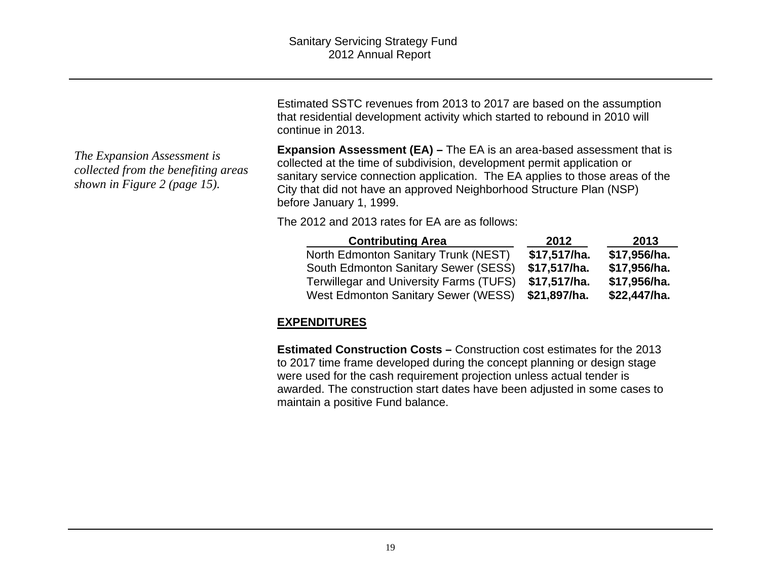Estimated SSTC revenues from 2013 to 2017 are based on the assumption that residential development activity which started to rebound in 2010 will continue in 2013.

*The Expansion Assessment is collected from the benefiting areas shown in Figure 2 (page 15).*

**Expansion Assessment (EA) –** The EA is an area-based assessment that is collected at the time of subdivision, development permit application or sanitary service connection application. The EA applies to those areas of the City that did not have an approved Neighborhood Structure Plan (NSP) before January 1, 1999.

The 2012 and 2013 rates for EA are as follows:

| Contributing Area | 2012 | 2013 |
|---|---|---|
| North Edmonton Sanitary Trunk (NEST) | **$17,517/ha.** | **$17,956/ha.** |
| South Edmonton Sanitary Sewer (SESS) | **$17,517/ha.** | **$17,956/ha.** |
| Terwillegar and University Farms (TUFS) | **$17,517/ha.** | **$17,956/ha.** |
| West Edmonton Sanitary Sewer (WESS) | **$21,897/ha.** | **$22,447/ha.** |

## EXPENDITURES

**Estimated Construction Costs –** Construction cost estimates for the 2013 to 2017 time frame developed during the concept planning or design stage were used for the cash requirement projection unless actual tender is awarded. The construction start dates have been adjusted in some cases to maintain a positive Fund balance.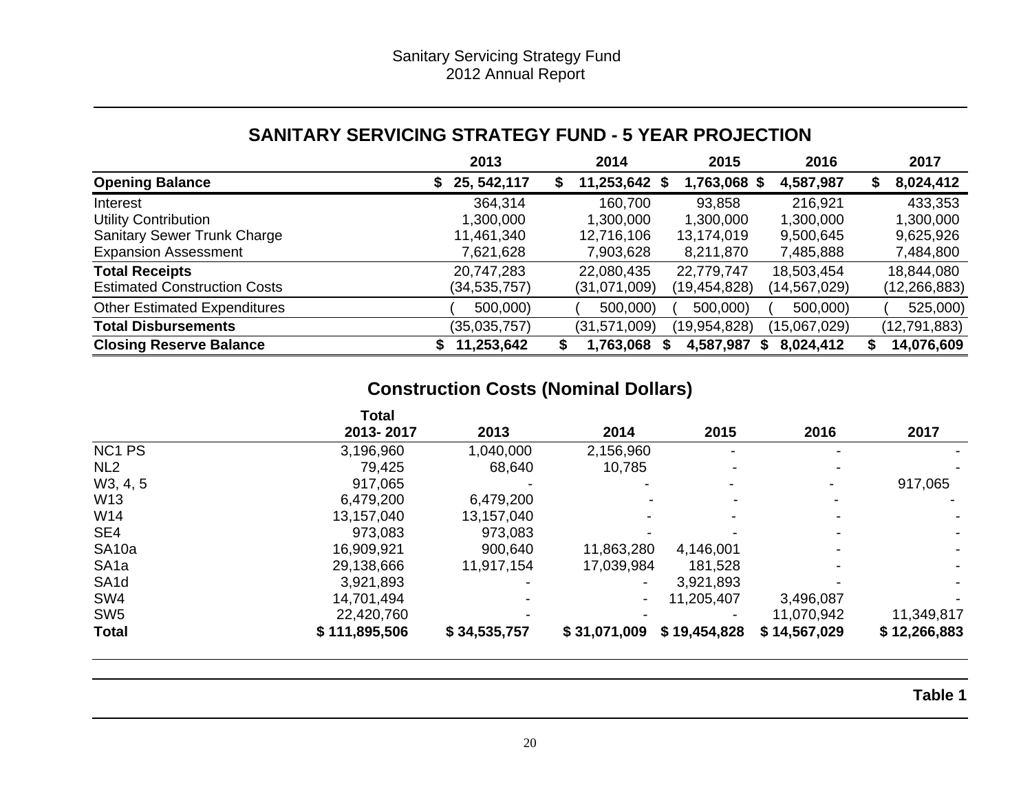Sanitary Servicing Strategy Fund
2012 Annual Report

## SANITARY SERVICING STRATEGY FUND - 5 YEAR PROJECTION

| | 2013 | 2014 | 2015 | 2016 | 2017 |
|---|---|---|---|---|---|
| **Opening Balance** | **$ 25, 542,117** | **$ 11,253,642** | **$ 1,763,068** | **$ 4,587,987** | **$ 8,024,412** |
| Interest | 364,314 | 160,700 | 93,858 | 216,921 | 433,353 |
| Utility Contribution | 1,300,000 | 1,300,000 | 1,300,000 | 1,300,000 | 1,300,000 |
| Sanitary Sewer Trunk Charge | 11,461,340 | 12,716,106 | 13,174,019 | 9,500,645 | 9,625,926 |
| Expansion Assessment | 7,621,628 | 7,903,628 | 8,211,870 | 7,485,888 | 7,484,800 |
| **Total Receipts** | 20,747,283 | 22,080,435 | 22,779,747 | 18,503,454 | 18,844,080 |
| Estimated Construction Costs | (34,535,757) | (31,071,009) | (19,454,828) | (14,567,029) | (12,266,883) |
| Other Estimated Expenditures | ( 500,000) | ( 500,000) | ( 500,000) | ( 500,000) | ( 525,000) |
| **Total Disbursements** | (35,035,757) | (31,571,009) | (19,954,828) | (15,067,029) | (12,791,883) |
| **Closing Reserve Balance** | **$ 11,253,642** | **$ 1,763,068** | **$ 4,587,987** | **$ 8,024,412** | **$ 14,076,609** |

## Construction Costs (Nominal Dollars)

| | Total 2013- 2017 | 2013 | 2014 | 2015 | 2016 | 2017 |
|---|---|---|---|---|---|---|
| NC1 PS | 3,196,960 | 1,040,000 | 2,156,960 | - | - | - |
| NL2 | 79,425 | 68,640 | 10,785 | - | - | - |
| W3, 4, 5 | 917,065 | - | - | - | - | 917,065 |
| W13 | 6,479,200 | 6,479,200 | - | - | - | - |
| W14 | 13,157,040 | 13,157,040 | - | - | - | - |
| SE4 | 973,083 | 973,083 | - | - | - | - |
| SA10a | 16,909,921 | 900,640 | 11,863,280 | 4,146,001 | - | - |
| SA1a | 29,138,666 | 11,917,154 | 17,039,984 | 181,528 | - | - |
| SA1d | 3,921,893 | - | - | 3,921,893 | - | - |
| SW4 | 14,701,494 | - | - | 11,205,407 | 3,496,087 | - |
| SW5 | 22,420,760 | - | - | - | 11,070,942 | 11,349,817 |
| **Total** | **$ 111,895,506** | **$ 34,535,757** | **$ 31,071,009** | **$ 19,454,828** | **$ 14,567,029** | **$ 12,266,883** |

**Table 1**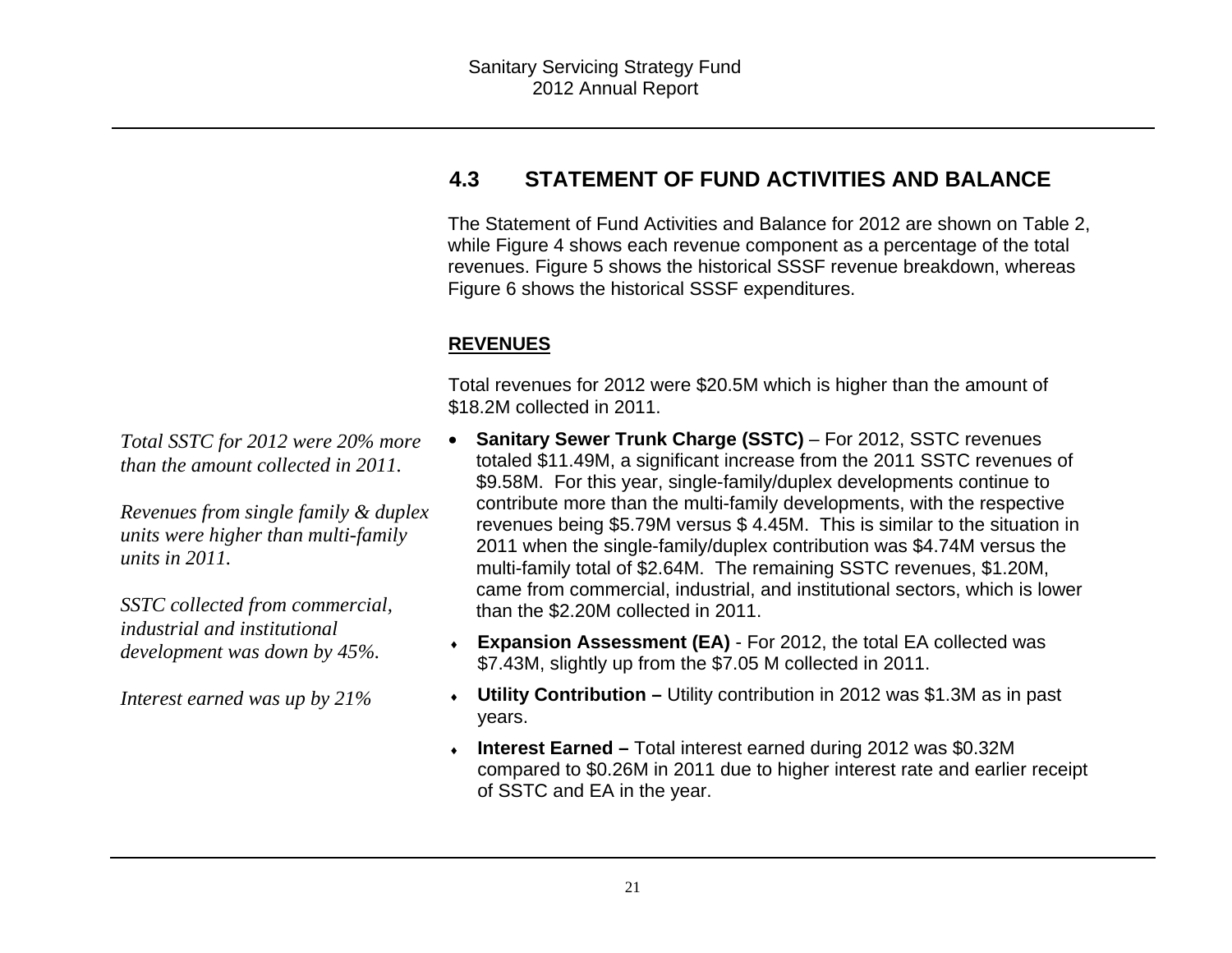## 4.3 STATEMENT OF FUND ACTIVITIES AND BALANCE

The Statement of Fund Activities and Balance for 2012 are shown on Table 2, while Figure 4 shows each revenue component as a percentage of the total revenues. Figure 5 shows the historical SSSF revenue breakdown, whereas Figure 6 shows the historical SSSF expenditures.

### REVENUES

Total revenues for 2012 were $20.5M which is higher than the amount of $18.2M collected in 2011.

*Total SSTC for 2012 were 20% more than the amount collected in 2011.*

*Revenues from single family & duplex units were higher than multi-family units in 2011.*

*SSTC collected from commercial, industrial and institutional development was down by 45%.*

*Interest earned was up by 21%*

- **Sanitary Sewer Trunk Charge (SSTC)** – For 2012, SSTC revenues totaled $11.49M, a significant increase from the 2011 SSTC revenues of $9.58M. For this year, single-family/duplex developments continue to contribute more than the multi-family developments, with the respective revenues being $5.79M versus $ 4.45M. This is similar to the situation in 2011 when the single-family/duplex contribution was $4.74M versus the multi-family total of $2.64M. The remaining SSTC revenues, $1.20M, came from commercial, industrial, and institutional sectors, which is lower than the $2.20M collected in 2011.
- **Expansion Assessment (EA)** - For 2012, the total EA collected was $7.43M, slightly up from the $7.05 M collected in 2011.
- **Utility Contribution –** Utility contribution in 2012 was $1.3M as in past years.
- **Interest Earned –** Total interest earned during 2012 was $0.32M compared to $0.26M in 2011 due to higher interest rate and earlier receipt of SSTC and EA in the year.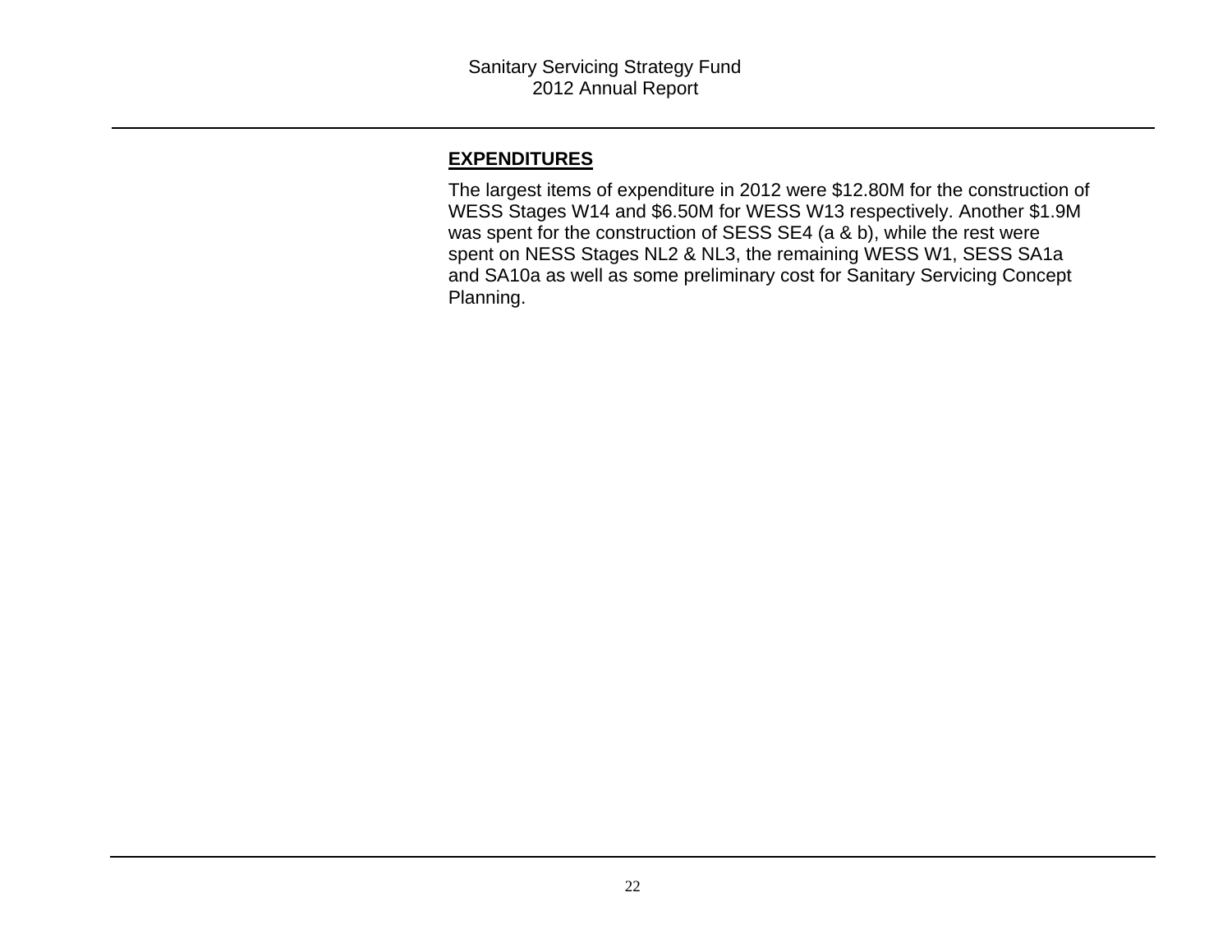## EXPENDITURES

The largest items of expenditure in 2012 were $12.80M for the construction of WESS Stages W14 and $6.50M for WESS W13 respectively. Another $1.9M was spent for the construction of SESS SE4 (a & b), while the rest were spent on NESS Stages NL2 & NL3, the remaining WESS W1, SESS SA1a and SA10a as well as some preliminary cost for Sanitary Servicing Concept Planning.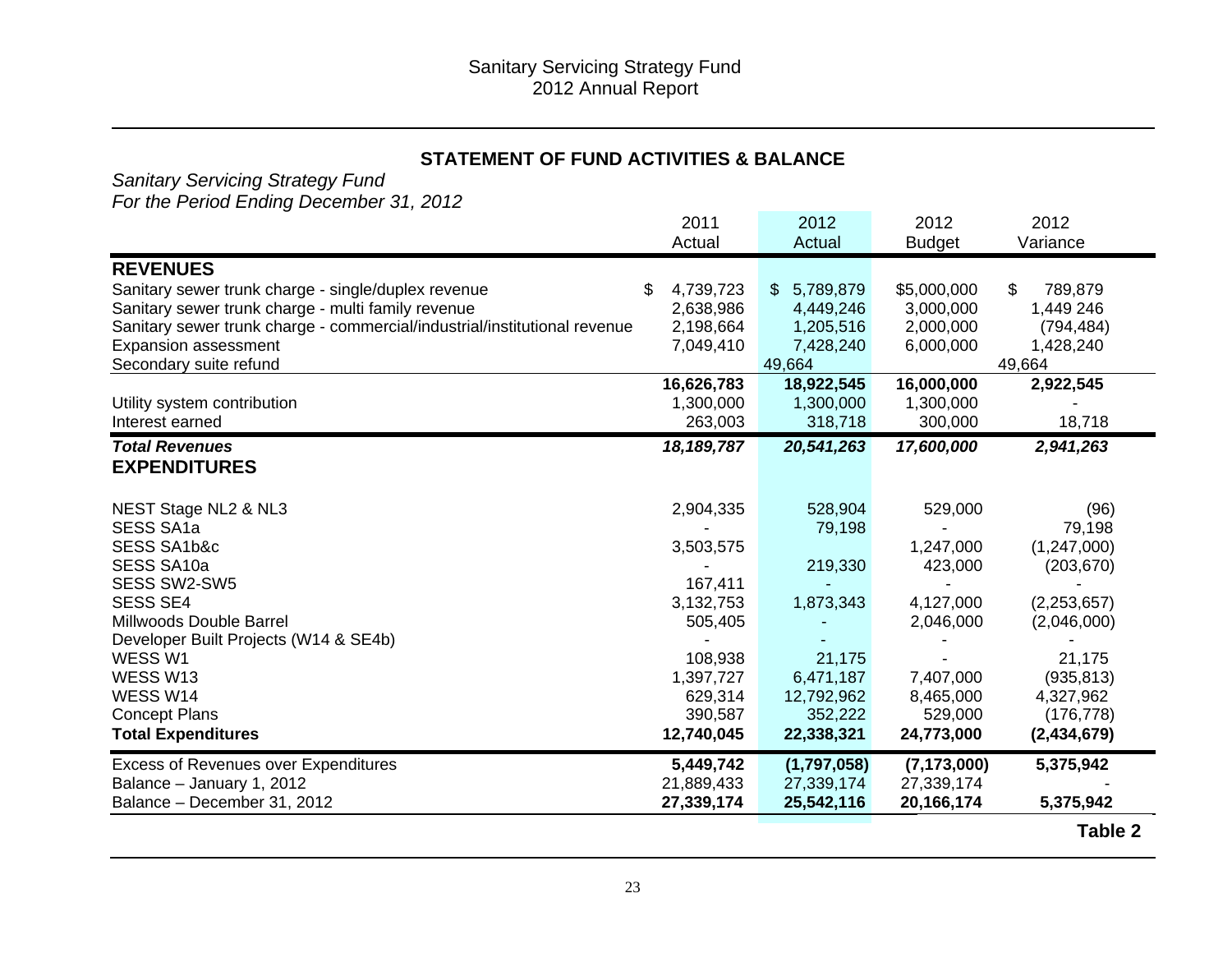Sanitary Servicing Strategy Fund
2012 Annual Report

## STATEMENT OF FUND ACTIVITIES & BALANCE

*Sanitary Servicing Strategy Fund*
*For the Period Ending December 31, 2012*

| | 2011 Actual | 2012 Actual | 2012 Budget | 2012 Variance |
|---|---|---|---|---|
| **REVENUES** | | | | |
| Sanitary sewer trunk charge - single/duplex revenue | $ 4,739,723 | $ 5,789,879 | $5,000,000 | $ 789,879 |
| Sanitary sewer trunk charge - multi family revenue | 2,638,986 | 4,449,246 | 3,000,000 | 1,449 246 |
| Sanitary sewer trunk charge - commercial/industrial/institutional revenue | 2,198,664 | 1,205,516 | 2,000,000 | (794,484) |
| Expansion assessment | 7,049,410 | 7,428,240 | 6,000,000 | 1,428,240 |
| Secondary suite refund | | 49,664 | | 49,664 |
| | **16,626,783** | **18,922,545** | **16,000,000** | **2,922,545** |
| Utility system contribution | 1,300,000 | 1,300,000 | 1,300,000 | - |
| Interest earned | 263,003 | 318,718 | 300,000 | 18,718 |
| ***Total Revenues*** | ***18,189,787*** | ***20,541,263*** | ***17,600,000*** | ***2,941,263*** |
| **EXPENDITURES** | | | | |
| NEST Stage NL2 & NL3 | 2,904,335 | 528,904 | 529,000 | (96) |
| SESS SA1a | - | 79,198 | - | 79,198 |
| SESS SA1b&c | 3,503,575 | | 1,247,000 | (1,247,000) |
| SESS SA10a | - | 219,330 | 423,000 | (203,670) |
| SESS SW2-SW5 | 167,411 | - | - | - |
| SESS SE4 | 3,132,753 | 1,873,343 | 4,127,000 | (2,253,657) |
| Millwoods Double Barrel | 505,405 | - | 2,046,000 | (2,046,000) |
| Developer Built Projects (W14 & SE4b) | - | - | - | - |
| WESS W1 | 108,938 | 21,175 | - | 21,175 |
| WESS W13 | 1,397,727 | 6,471,187 | 7,407,000 | (935,813) |
| WESS W14 | 629,314 | 12,792,962 | 8,465,000 | 4,327,962 |
| Concept Plans | 390,587 | 352,222 | 529,000 | (176,778) |
| **Total Expenditures** | **12,740,045** | **22,338,321** | **24,773,000** | **(2,434,679)** |
| Excess of Revenues over Expenditures | **5,449,742** | **(1,797,058)** | **(7,173,000)** | **5,375,942** |
| Balance – January 1, 2012 | 21,889,433 | 27,339,174 | 27,339,174 | - |
| Balance – December 31, 2012 | **27,339,174** | **25,542,116** | **20,166,174** | **5,375,942** |

**Table 2**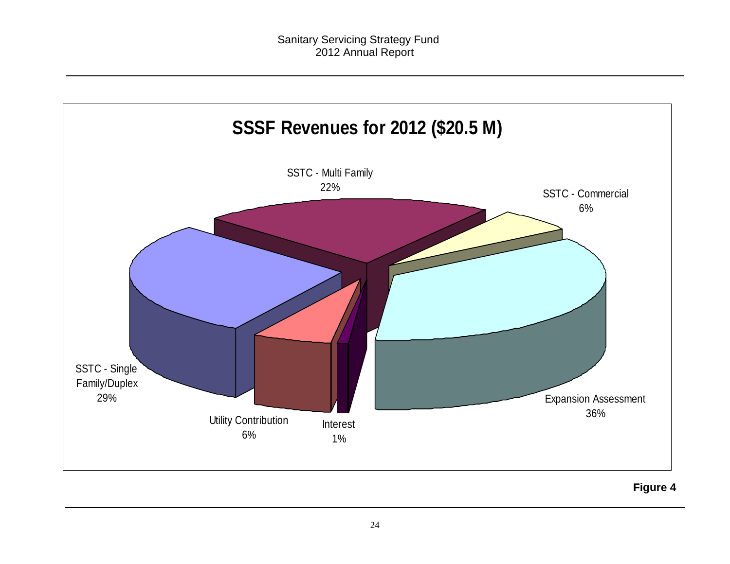## SSSF Revenues for 2012 ($20.5 M)

SSTC - Multi Family
22%

SSTC - Commercial
6%

Expansion Assessment
36%

Interest
1%

Utility Contribution
6%

SSTC - Single Family/Duplex
29%

**Figure 4**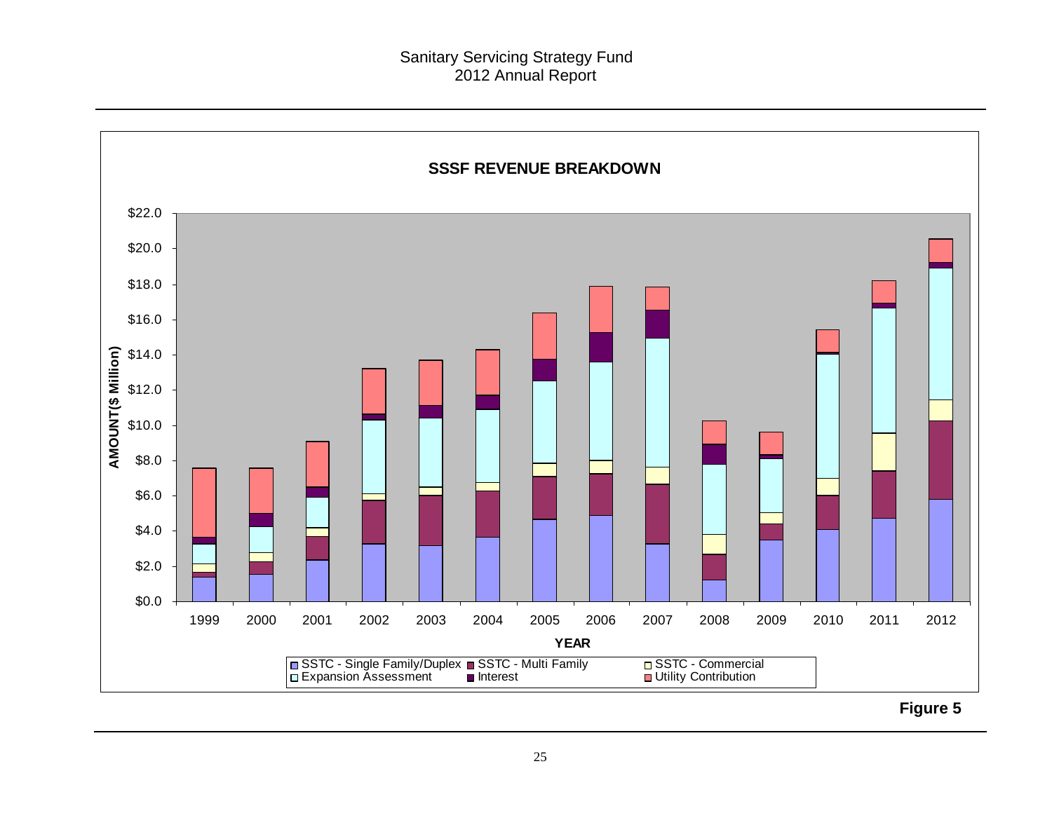Sanitary Servicing Strategy Fund
2012 Annual Report

**SSSF REVENUE BREAKDOWN**

AMOUNT($ Million): $0.0, $2.0, $4.0, $6.0, $8.0, $10.0, $12.0, $14.0, $16.0, $18.0, $20.0, $22.0

YEAR: 1999, 2000, 2001, 2002, 2003, 2004, 2005, 2006, 2007, 2008, 2009, 2010, 2011, 2012

Legend: SSTC - Single Family/Duplex; SSTC - Multi Family; SSTC - Commercial; Expansion Assessment; Interest; Utility Contribution

**Figure 5**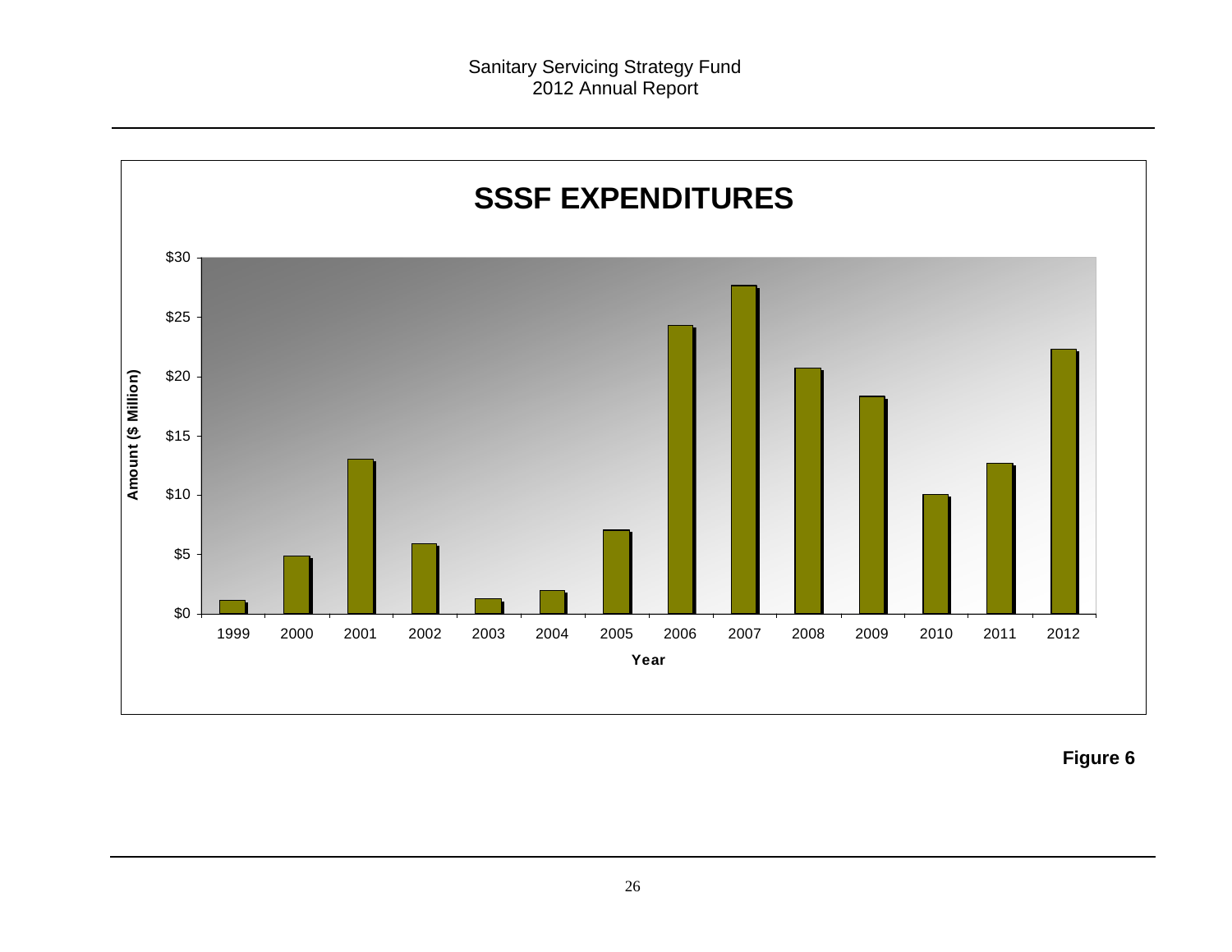Sanitary Servicing Strategy Fund
2012 Annual Report

**SSSF EXPENDITURES**

Amount ($ Million)

$30
$25
$20
$15
$10
$5
$0

1999 2000 2001 2002 2003 2004 2005 2006 2007 2008 2009 2010 2011 2012

Year

**Figure 6**